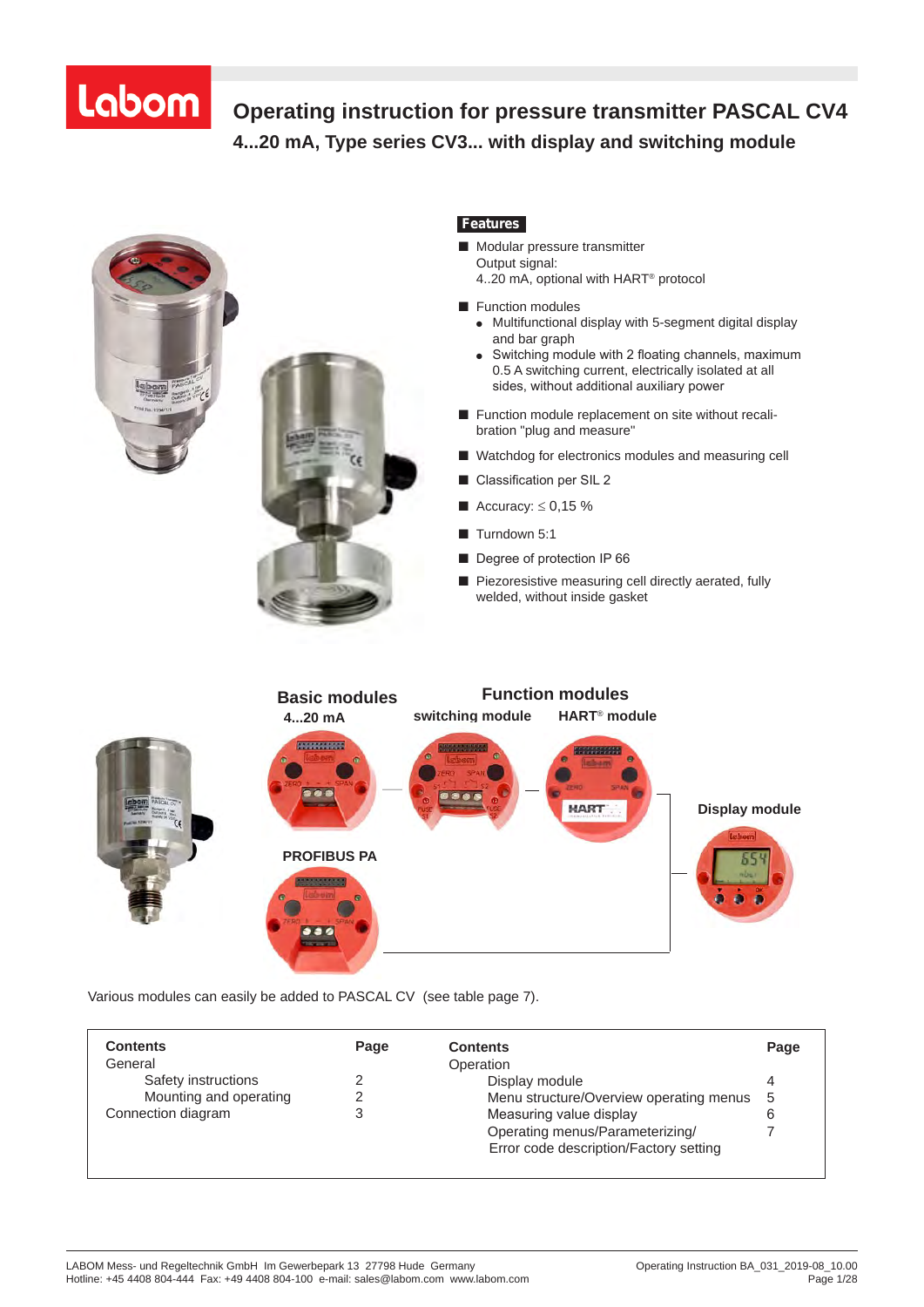# Operating instruction for pressure transmitter PASCAL CV4

## 4...20 mA, Type series CV3... with display and switching module

### Features

- Modular pressure transmitter
  Output signal:
  4..20 mA, optional with HART® protocol
- Function modules
  - Multifunctional display with 5-segment digital display and bar graph
  - Switching module with 2 floating channels, maximum 0.5 A switching current, electrically isolated at all sides, without additional auxiliary power
- Function module replacement on site without recalibration "plug and measure"
- Watchdog for electronics modules and measuring cell
- Classification per SIL 2
- Accuracy: ≤ 0,15 %
- Turndown 5:1
- Degree of protection IP 66
- Piezoresistive measuring cell directly aerated, fully welded, without inside gasket

**Basic modules**

4...20 mA

PROFIBUS PA

**Function modules**

switching module

HART® module

**Display module**

Various modules can easily be added to PASCAL CV (see table page 7).

| Contents | Page | Contents | Page |
|---|---|---|---|
| General | | Operation | |
| Safety instructions | 2 | Display module | 4 |
| Mounting and operating | 2 | Menu structure/Overview operating menus | 5 |
| Connection diagram | 3 | Measuring value display | 6 |
| | | Operating menus/Parameterizing/ Error code description/Factory setting | 7 |

LABOM Mess- und Regeltechnik GmbH Im Gewerbepark 13 27798 Hude Germany
Hotline: +45 4408 804-444 Fax: +49 4408 804-100 e-mail: sales@labom.com www.labom.com

Operating Instruction BA_031_2019-08_10.00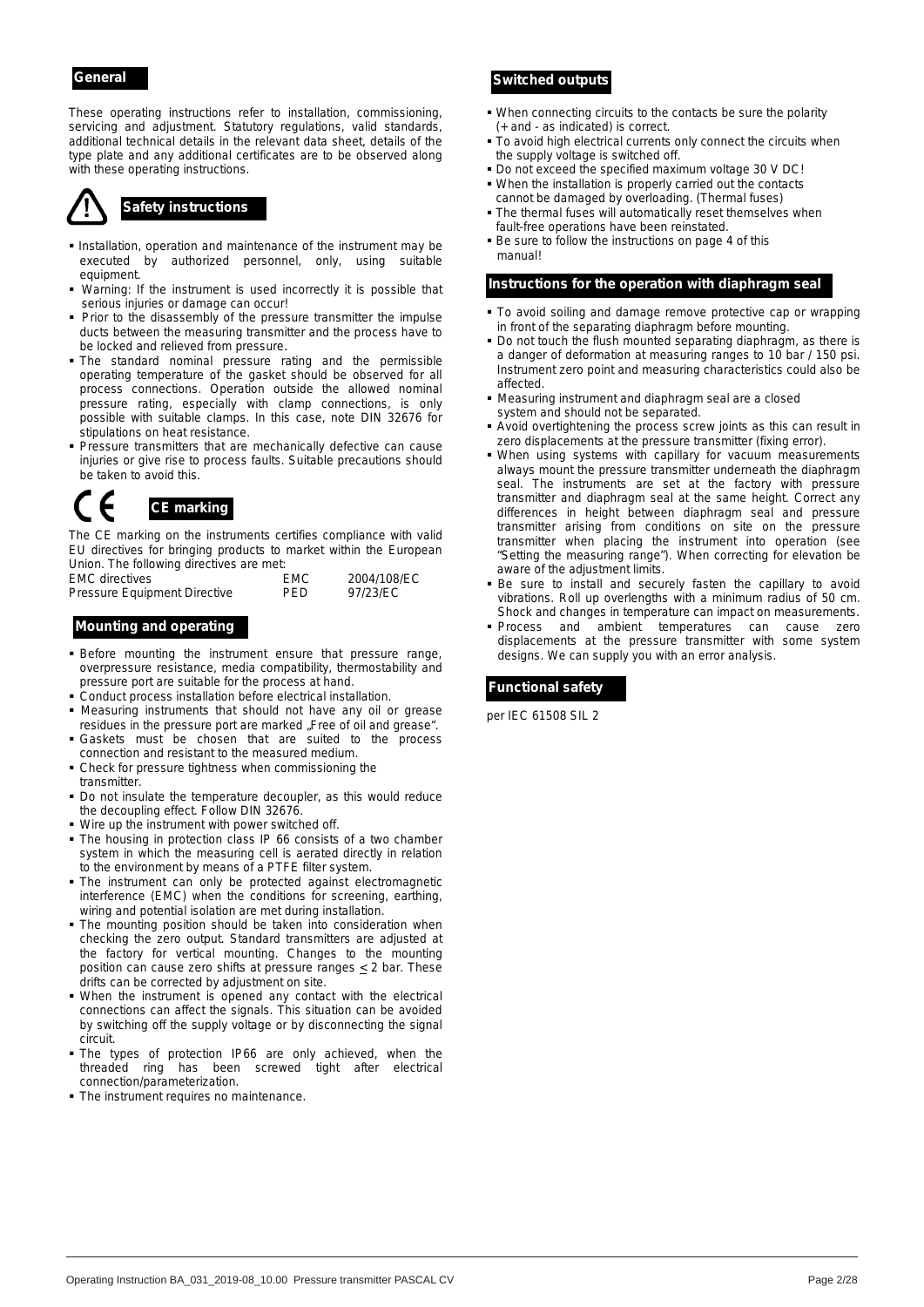## General

These operating instructions refer to installation, commissioning, servicing and adjustment. Statutory regulations, valid standards, additional technical details in the relevant data sheet, details of the type plate and any additional certificates are to be observed along with these operating instructions.

## Safety instructions

- Installation, operation and maintenance of the instrument may be executed by authorized personnel, only, using suitable equipment.
- Warning: If the instrument is used incorrectly it is possible that serious injuries or damage can occur!
- Prior to the disassembly of the pressure transmitter the impulse ducts between the measuring transmitter and the process have to be locked and relieved from pressure.
- The standard nominal pressure rating and the permissible operating temperature of the gasket should be observed for all process connections. Operation outside the allowed nominal pressure rating, especially with clamp connections, is only possible with suitable clamps. In this case, note DIN 32676 for stipulations on heat resistance.
- Pressure transmitters that are mechanically defective can cause injuries or give rise to process faults. Suitable precautions should be taken to avoid this.

## CE marking

The CE marking on the instruments certifies compliance with valid EU directives for bringing products to market within the European Union. The following directives are met:

| | | |
|---|---|---|
| EMC directives | EMC | 2004/108/EC |
| Pressure Equipment Directive | PED | 97/23/EC |

## Mounting and operating

- Before mounting the instrument ensure that pressure range, overpressure resistance, media compatibility, thermostability and pressure port are suitable for the process at hand.
- Conduct process installation before electrical installation.
- Measuring instruments that should not have any oil or grease residues in the pressure port are marked „Free of oil and grease".
- Gaskets must be chosen that are suited to the process connection and resistant to the measured medium.
- Check for pressure tightness when commissioning the transmitter.
- Do not insulate the temperature decoupler, as this would reduce the decoupling effect. Follow DIN 32676.
- Wire up the instrument with power switched off.
- The housing in protection class IP 66 consists of a two chamber system in which the measuring cell is aerated directly in relation to the environment by means of a PTFE filter system.
- The instrument can only be protected against electromagnetic interference (EMC) when the conditions for screening, earthing, wiring and potential isolation are met during installation.
- The mounting position should be taken into consideration when checking the zero output. Standard transmitters are adjusted at the factory for vertical mounting. Changes to the mounting position can cause zero shifts at pressure ranges $\leq$ 2 bar. These drifts can be corrected by adjustment on site.
- When the instrument is opened any contact with the electrical connections can affect the signals. This situation can be avoided by switching off the supply voltage or by disconnecting the signal circuit.
- The types of protection IP66 are only achieved, when the threaded ring has been screwed tight after electrical connection/parameterization.
- The instrument requires no maintenance.

## Switched outputs

- When connecting circuits to the contacts be sure the polarity (+ and - as indicated) is correct.
- To avoid high electrical currents only connect the circuits when the supply voltage is switched off.
- Do not exceed the specified maximum voltage 30 V DC!
- When the installation is properly carried out the contacts cannot be damaged by overloading. (Thermal fuses)
- The thermal fuses will automatically reset themselves when fault-free operations have been reinstated.
- Be sure to follow the instructions on page 4 of this manual!

## Instructions for the operation with diaphragm seal

- To avoid soiling and damage remove protective cap or wrapping in front of the separating diaphragm before mounting.
- Do not touch the flush mounted separating diaphragm, as there is a danger of deformation at measuring ranges to 10 bar / 150 psi. Instrument zero point and measuring characteristics could also be affected.
- Measuring instrument and diaphragm seal are a closed system and should not be separated.
- Avoid overtightening the process screw joints as this can result in zero displacements at the pressure transmitter (fixing error).
- When using systems with capillary for vacuum measurements always mount the pressure transmitter underneath the diaphragm seal. The instruments are set at the factory with pressure transmitter and diaphragm seal at the same height. Correct any differences in height between diaphragm seal and pressure transmitter arising from conditions on site on the pressure transmitter when placing the instrument into operation (see "Setting the measuring range"). When correcting for elevation be aware of the adjustment limits.
- Be sure to install and securely fasten the capillary to avoid vibrations. Roll up overlengths with a minimum radius of 50 cm. Shock and changes in temperature can impact on measurements.
- Process and ambient temperatures can cause zero displacements at the pressure transmitter with some system designs. We can supply you with an error analysis.

## Functional safety

per IEC 61508 SIL 2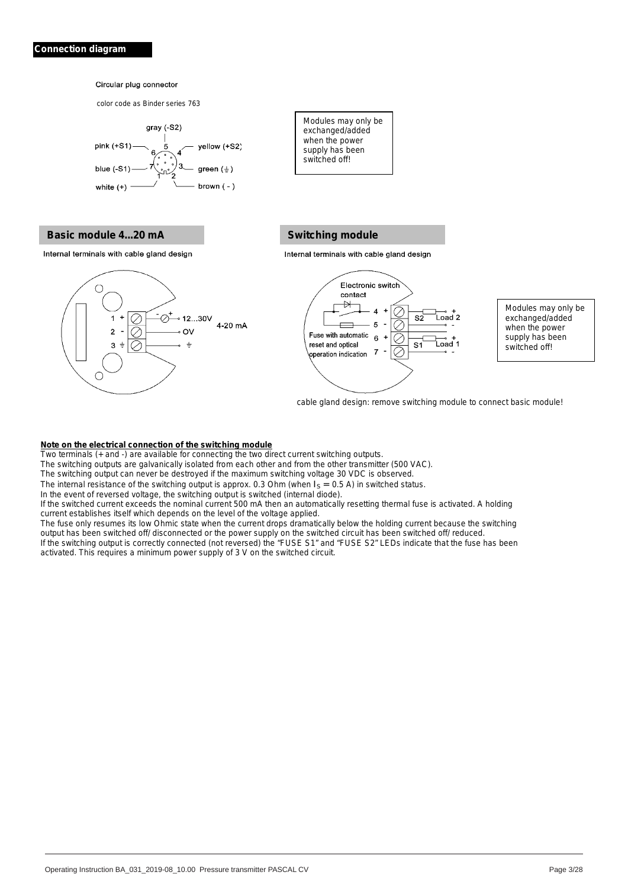## Connection diagram

Circular plug connector

color code as Binder series 763

gray (-S2)
pink (+S1)
yellow (+S2)
blue (-S1)
green (⏚)
white (+)
brown ( - )

Modules may only be exchanged/added when the power supply has been switched off!

## Basic module 4...20 mA

Internal terminals with cable gland design

1 +
2 -
3 ⏚

12...30V
4-20 mA
OV

## Switching module

Internal terminals with cable gland design

Electronic switch contact

Fuse with automatic reset and optical operation indication

4 +
5 -
6 +
7 -

S2 Load 2
S1 Load 1

Modules may only be exchanged/added when the power supply has been switched off!

cable gland design: remove switching module to connect basic module!

**Note on the electrical connection of the switching module**

Two terminals (+ and -) are available for connecting the two direct current switching outputs.
The switching outputs are galvanically isolated from each other and from the other transmitter (500 VAC).
The switching output can never be destroyed if the maximum switching voltage 30 VDC is observed.
The internal resistance of the switching output is approx. 0.3 Ohm (when $I_S$ = 0.5 A) in switched status.
In the event of reversed voltage, the switching output is switched (internal diode).
If the switched current exceeds the nominal current 500 mA then an automatically resetting thermal fuse is activated. A holding current establishes itself which depends on the level of the voltage applied.
The fuse only resumes its low Ohmic state when the current drops dramatically below the holding current because the switching output has been switched off/ disconnected or the power supply on the switched circuit has been switched off/ reduced.
If the switching output is correctly connected (not reversed) the "FUSE S1" and "FUSE S2" LEDs indicate that the fuse has been activated. This requires a minimum power supply of 3 V on the switched circuit.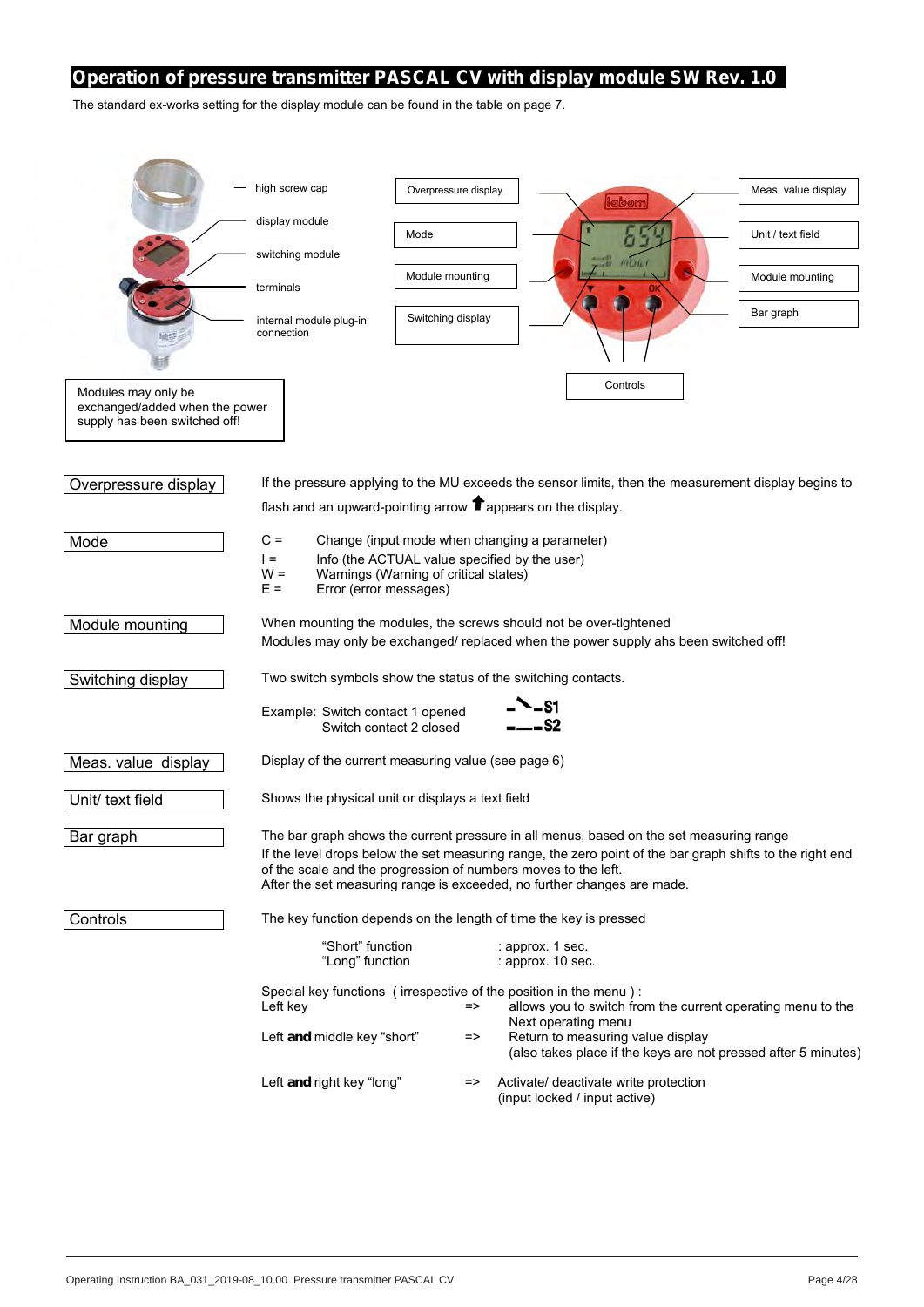# Operation of pressure transmitter PASCAL CV with display module SW Rev. 1.0

The standard ex-works setting for the display module can be found in the table on page 7.

high screw cap

display module

switching module

terminals

internal module plug-in connection

Overpressure display

Mode

Module mounting

Switching display

Meas. value display

Unit / text field

Module mounting

Bar graph

Controls

Modules may only be exchanged/added when the power supply has been switched off!

| | |
|---|---|
| Overpressure display | If the pressure applying to the MU exceeds the sensor limits, then the measurement display begins to flash and an upward-pointing arrow ⬆ appears on the display. |
| Mode | C = Change (input mode when changing a parameter)<br>I = Info (the ACTUAL value specified by the user)<br>W = Warnings (Warning of critical states)<br>E = Error (error messages) |
| Module mounting | When mounting the modules, the screws should not be over-tightened<br>Modules may only be exchanged/ replaced when the power supply ahs been switched off! |
| Switching display | Two switch symbols show the status of the switching contacts.<br><br>Example: Switch contact 1 opened — S1<br>Switch contact 2 closed — S2 |
| Meas. value display | Display of the current measuring value (see page 6) |
| Unit/ text field | Shows the physical unit or displays a text field |
| Bar graph | The bar graph shows the current pressure in all menus, based on the set measuring range<br>If the level drops below the set measuring range, the zero point of the bar graph shifts to the right end of the scale and the progression of numbers moves to the left.<br>After the set measuring range is exceeded, no further changes are made. |
| Controls | The key function depends on the length of time the key is pressed |

"Short" function : approx. 1 sec.
"Long" function : approx. 10 sec.

Special key functions ( irrespective of the position in the menu ) :

| | | |
|---|---|---|
| Left key | => | allows you to switch from the current operating menu to the Next operating menu |
| Left **and** middle key "short" | => | Return to measuring value display (also takes place if the keys are not pressed after 5 minutes) |
| Left **and** right key "long" | => | Activate/ deactivate write protection (input locked / input active) |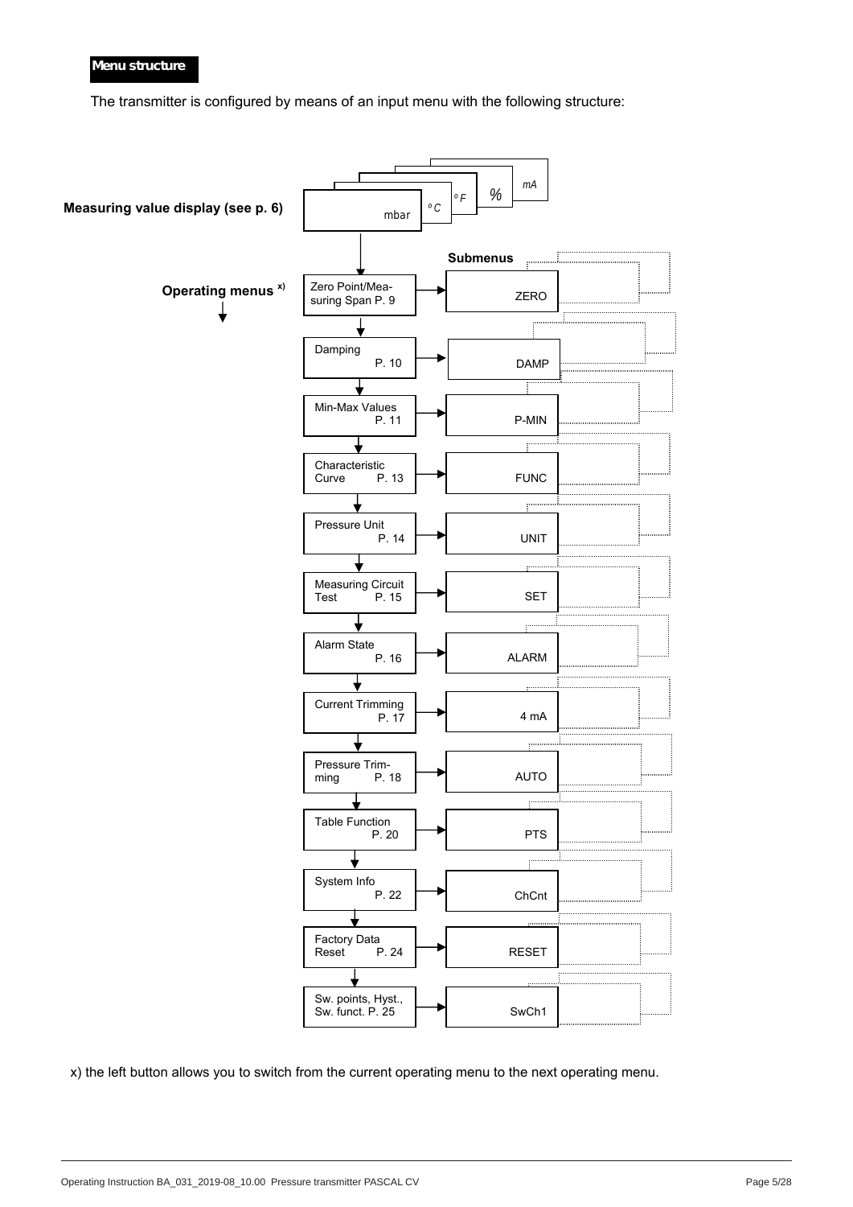**Menu structure**

The transmitter is configured by means of an input menu with the following structure:

**Measuring value display (see p. 6)**: mbar, °C, °F, %, mA

**Operating menus** [x]

| Operating menu | Submenus |
|---|---|
| Zero Point/Measuring Span P. 9 | ZERO |
| Damping P. 10 | DAMP |
| Min-Max Values P. 11 | P-MIN |
| Characteristic Curve P. 13 | FUNC |
| Pressure Unit P. 14 | UNIT |
| Measuring Circuit Test P. 15 | SET |
| Alarm State P. 16 | ALARM |
| Current Trimming P. 17 | 4 mA |
| Pressure Trimming P. 18 | AUTO |
| Table Function P. 20 | PTS |
| System Info P. 22 | ChCnt |
| Factory Data Reset P. 24 | RESET |
| Sw. points, Hyst., Sw. funct. P. 25 | SwCh1 |

x) the left button allows you to switch from the current operating menu to the next operating menu.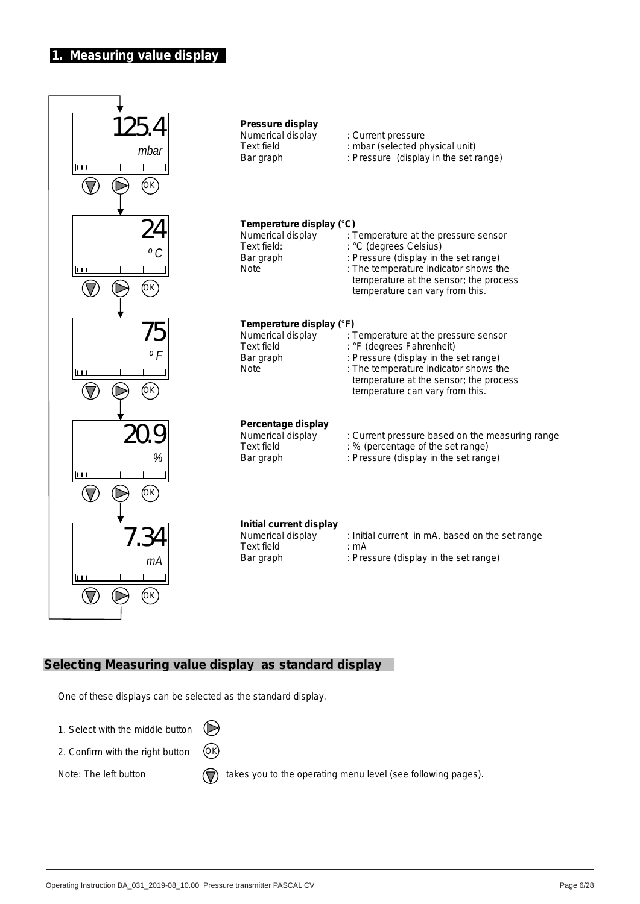# 1. Measuring value display

125.4
mbar

**Pressure display**

| | |
|---|---|
| Numerical display | : Current pressure |
| Text field | : mbar (selected physical unit) |
| Bar graph | : Pressure (display in the set range) |

24
°C

**Temperature display (°C)**

| | |
|---|---|
| Numerical display | : Temperature at the pressure sensor |
| Text field: | : °C (degrees Celsius) |
| Bar graph | : Pressure (display in the set range) |
| Note | : The temperature indicator shows the temperature at the sensor; the process temperature can vary from this. |

75
°F

**Temperature display (°F)**

| | |
|---|---|
| Numerical display | : Temperature at the pressure sensor |
| Text field | : °F (degrees Fahrenheit) |
| Bar graph | : Pressure (display in the set range) |
| Note | : The temperature indicator shows the temperature at the sensor; the process temperature can vary from this. |

20.9
%

**Percentage display**

| | |
|---|---|
| Numerical display | : Current pressure based on the measuring range |
| Text field | : % (percentage of the set range) |
| Bar graph | : Pressure (display in the set range) |

7.34
mA

**Initial current display**

| | |
|---|---|
| Numerical display | : Initial current in mA, based on the set range |
| Text field | : mA |
| Bar graph | : Pressure (display in the set range) |

## Selecting Measuring value display as standard display

One of these displays can be selected as the standard display.

1. Select with the middle button ▷
2. Confirm with the right button OK

Note: The left button ▽ takes you to the operating menu level (see following pages).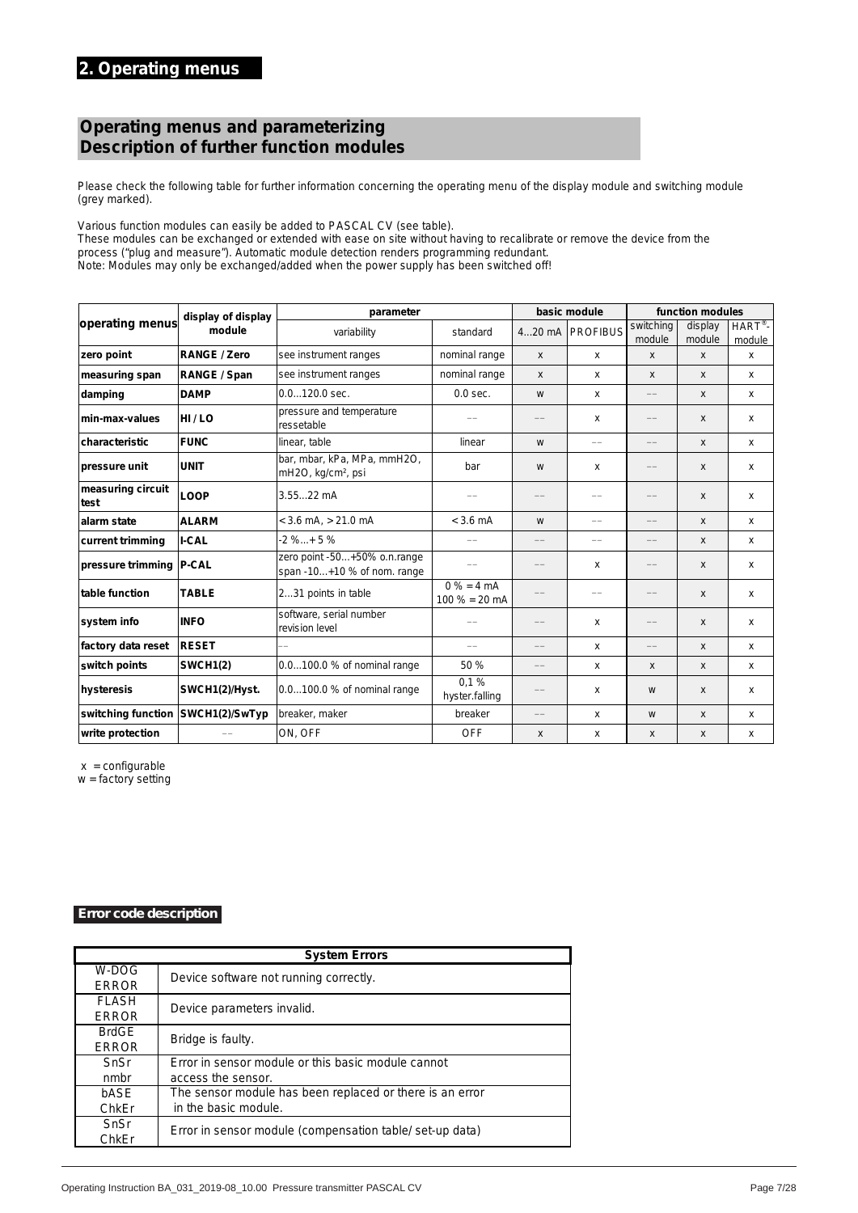# 2. Operating menus

## Operating menus and parameterizing
## Description of further function modules

Please check the following table for further information concerning the operating menu of the display module and switching module (grey marked).

Various function modules can easily be added to PASCAL CV (see table).
These modules can be exchanged or extended with ease on site without having to recalibrate or remove the device from the process ("plug and measure"). Automatic module detection renders programming redundant.
Note: Modules may only be exchanged/added when the power supply has been switched off!

| operating menus | display of display module | parameter | | basic module | | function modules | | |
|---|---|---|---|---|---|---|---|---|
| | | variability | standard | 4...20 mA | PROFIBUS | switching module | display module | HART®-module |
| zero point | RANGE / Zero | see instrument ranges | nominal range | x | x | x | x | x |
| measuring span | RANGE / Span | see instrument ranges | nominal range | x | x | x | x | x |
| damping | DAMP | 0.0...120.0 sec. | 0.0 sec. | w | x | -- | x | x |
| min-max-values | HI / LO | pressure and temperature ressetable | -- | -- | x | -- | x | x |
| characteristic | FUNC | linear, table | linear | w | -- | -- | x | x |
| pressure unit | UNIT | bar, mbar, kPa, MPa, mmH2O, mH2O, kg/cm², psi | bar | w | x | -- | x | x |
| measuring circuit test | LOOP | 3.55...22 mA | -- | -- | -- | -- | x | x |
| alarm state | ALARM | < 3.6 mA, > 21.0 mA | < 3.6 mA | w | -- | -- | x | x |
| current trimming | I-CAL | -2 %...+ 5 % | -- | -- | -- | -- | x | x |
| pressure trimming | P-CAL | zero point -50...+50% o.n.range span -10...+10 % of nom. range | -- | -- | x | -- | x | x |
| table function | TABLE | 2...31 points in table | 0 % = 4 mA 100 % = 20 mA | -- | -- | -- | x | x |
| system info | INFO | software, serial number revision level | -- | -- | x | -- | x | x |
| factory data reset | RESET | -- | -- | -- | x | -- | x | x |
| switch points | SWCH1(2) | 0.0...100.0 % of nominal range | 50 % | -- | x | x | x | x |
| hysteresis | SWCH1(2)/Hyst. | 0.0...100.0 % of nominal range | 0,1 % hyster.falling | -- | x | w | x | x |
| switching function | SWCH1(2)/SwTyp | breaker, maker | breaker | -- | x | w | x | x |
| write protection | -- | ON, OFF | OFF | x | x | x | x | x |

x = configurable
w = factory setting

### Error code description

| System Errors | |
|---|---|
| W-DOG ERROR | Device software not running correctly. |
| FLASH ERROR | Device parameters invalid. |
| BrdGE ERROR | Bridge is faulty. |
| SnSr nmbr | Error in sensor module or this basic module cannot access the sensor. |
| bASE ChkEr | The sensor module has been replaced or there is an error in the basic module. |
| SnSr ChkEr | Error in sensor module (compensation table/ set-up data) |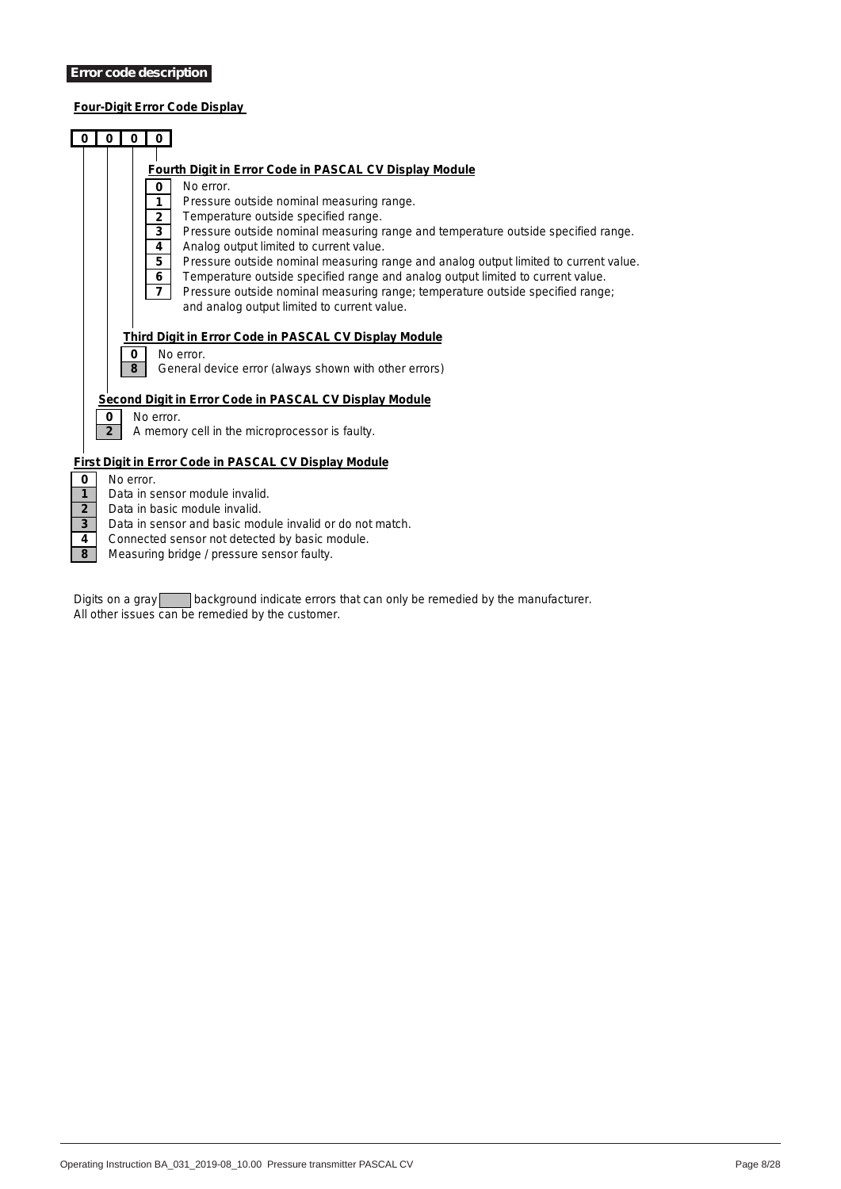## Error code description

**Four-Digit Error Code Display**

| 0 | 0 | 0 | 0 |
|---|---|---|---|

**Fourth Digit in Error Code in PASCAL CV Display Module**

| Digit | Description |
|---|---|
| 0 | No error. |
| 1 | Pressure outside nominal measuring range. |
| 2 | Temperature outside specified range. |
| 3 | Pressure outside nominal measuring range and temperature outside specified range. |
| 4 | Analog output limited to current value. |
| 5 | Pressure outside nominal measuring range and analog output limited to current value. |
| 6 | Temperature outside specified range and analog output limited to current value. |
| 7 | Pressure outside nominal measuring range; temperature outside specified range; and analog output limited to current value. |

**Third Digit in Error Code in PASCAL CV Display Module**

| Digit | Description |
|---|---|
| 0 | No error. |
| 8 | General device error (always shown with other errors) |

**Second Digit in Error Code in PASCAL CV Display Module**

| Digit | Description |
|---|---|
| 0 | No error. |
| 2 | A memory cell in the microprocessor is faulty. |

**First Digit in Error Code in PASCAL CV Display Module**

| Digit | Description |
|---|---|
| 0 | No error. |
| 1 | Data in sensor module invalid. |
| 2 | Data in basic module invalid. |
| 3 | Data in sensor and basic module invalid or do not match. |
| 4 | Connected sensor not detected by basic module. |
| 8 | Measuring bridge / pressure sensor faulty. |

Digits on a gray background indicate errors that can only be remedied by the manufacturer.
All other issues can be remedied by the customer.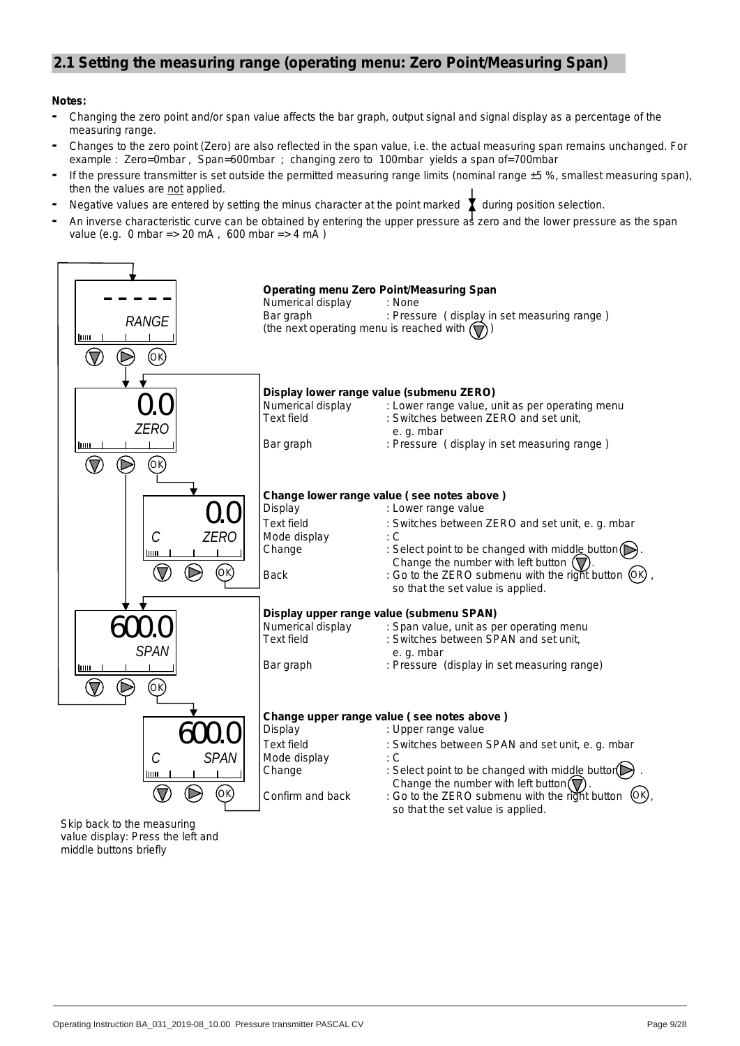## 2.1 Setting the measuring range (operating menu: Zero Point/Measuring Span)

**Notes:**

- Changing the zero point and/or span value affects the bar graph, output signal and signal display as a percentage of the measuring range.
- Changes to the zero point (Zero) are also reflected in the span value, i.e. the actual measuring span remains unchanged. For example : Zero=0mbar , Span=600mbar ; changing zero to 100mbar yields a span of=700mbar
- If the pressure transmitter is set outside the permitted measuring range limits (nominal range ±5 %, smallest measuring span), then the values are not applied.
- Negative values are entered by setting the minus character at the point marked during position selection.
- An inverse characteristic curve can be obtained by entering the upper pressure as zero and the lower pressure as the span value (e.g. 0 mbar => 20 mA , 600 mbar => 4 mA )

- - - - -
RANGE

**Operating menu Zero Point/Measuring Span**

| | |
|---|---|
| Numerical display | : None |
| Bar graph | : Pressure ( display in set measuring range ) |

(the next operating menu is reached with ▽ )

0.0
ZERO

**Display lower range value (submenu ZERO)**

| | |
|---|---|
| Numerical display | : Lower range value, unit as per operating menu |
| Text field | : Switches between ZERO and set unit, e. g. mbar |
| Bar graph | : Pressure ( display in set measuring range ) |

0.0
C ZERO

**Change lower range value ( see notes above )**

| | |
|---|---|
| Display | : Lower range value |
| Text field | : Switches between ZERO and set unit, e. g. mbar |
| Mode display | : C |
| Change | : Select point to be changed with middle button ▷. Change the number with left button ▽. |
| Back | : Go to the ZERO submenu with the right button OK , so that the set value is applied. |

600.0
SPAN

**Display upper range value (submenu SPAN)**

| | |
|---|---|
| Numerical display | : Span value, unit as per operating menu |
| Text field | : Switches between SPAN and set unit, e. g. mbar |
| Bar graph | : Pressure (display in set measuring range) |

600.0
C SPAN

**Change upper range value ( see notes above )**

| | |
|---|---|
| Display | : Upper range value |
| Text field | : Switches between SPAN and set unit, e. g. mbar |
| Mode display | : C |
| Change | : Select point to be changed with middle button ▷ . Change the number with left button ▽. |
| Confirm and back | : Go to the ZERO submenu with the right button OK, so that the set value is applied. |

Skip back to the measuring value display: Press the left and middle buttons briefly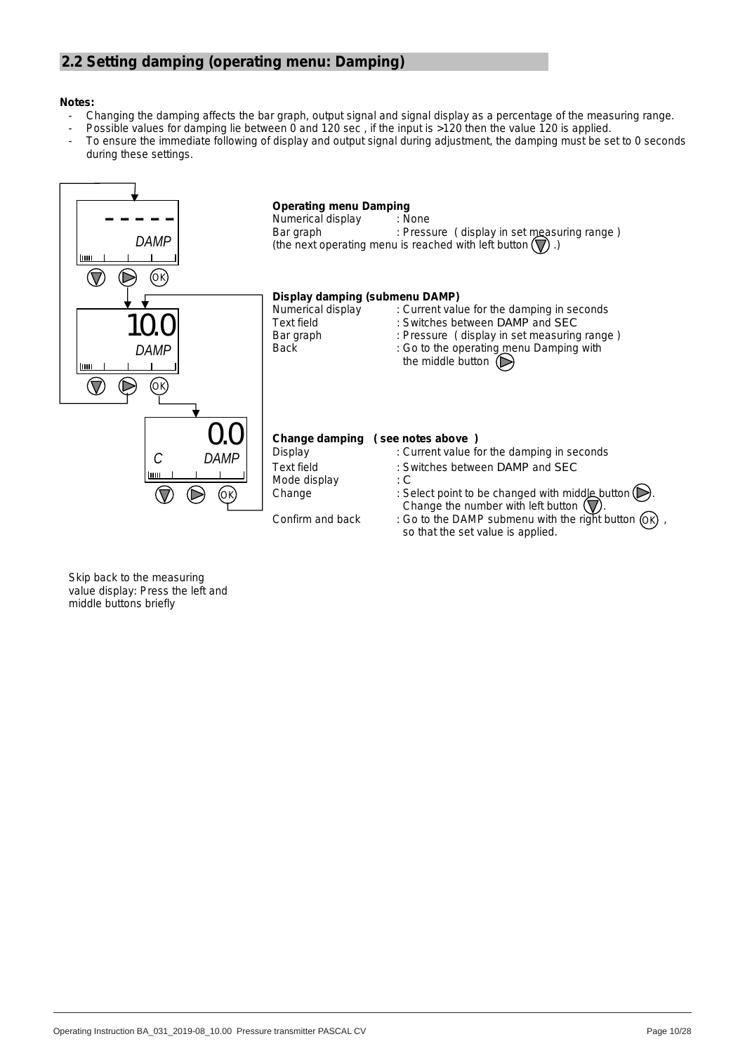## 2.2 Setting damping (operating menu: Damping)

**Notes:**

- Changing the damping affects the bar graph, output signal and signal display as a percentage of the measuring range.
- Possible values for damping lie between 0 and 120 sec , if the input is >120 then the value 120 is applied.
- To ensure the immediate following of display and output signal during adjustment, the damping must be set to 0 seconds during these settings.

**Operating menu Damping**

| | |
|---|---|
| Numerical display | : None |
| Bar graph | : Pressure ( display in set measuring range ) |

(the next operating menu is reached with left button (▽) .)

**Display damping (submenu DAMP)**

| | |
|---|---|
| Numerical display | : Current value for the damping in seconds |
| Text field | : Switches between DAMP and SEC |
| Bar graph | : Pressure ( display in set measuring range ) |
| Back | : Go to the operating menu Damping with the middle button (▷) |

**Change damping ( see notes above )**

| | |
|---|---|
| Display | : Current value for the damping in seconds |
| Text field | : Switches between DAMP and SEC |
| Mode display | : C |
| Change | : Select point to be changed with middle button (▷). Change the number with left button (▽). |
| Confirm and back | : Go to the DAMP submenu with the right button (OK) , so that the set value is applied. |

Skip back to the measuring value display: Press the left and middle buttons briefly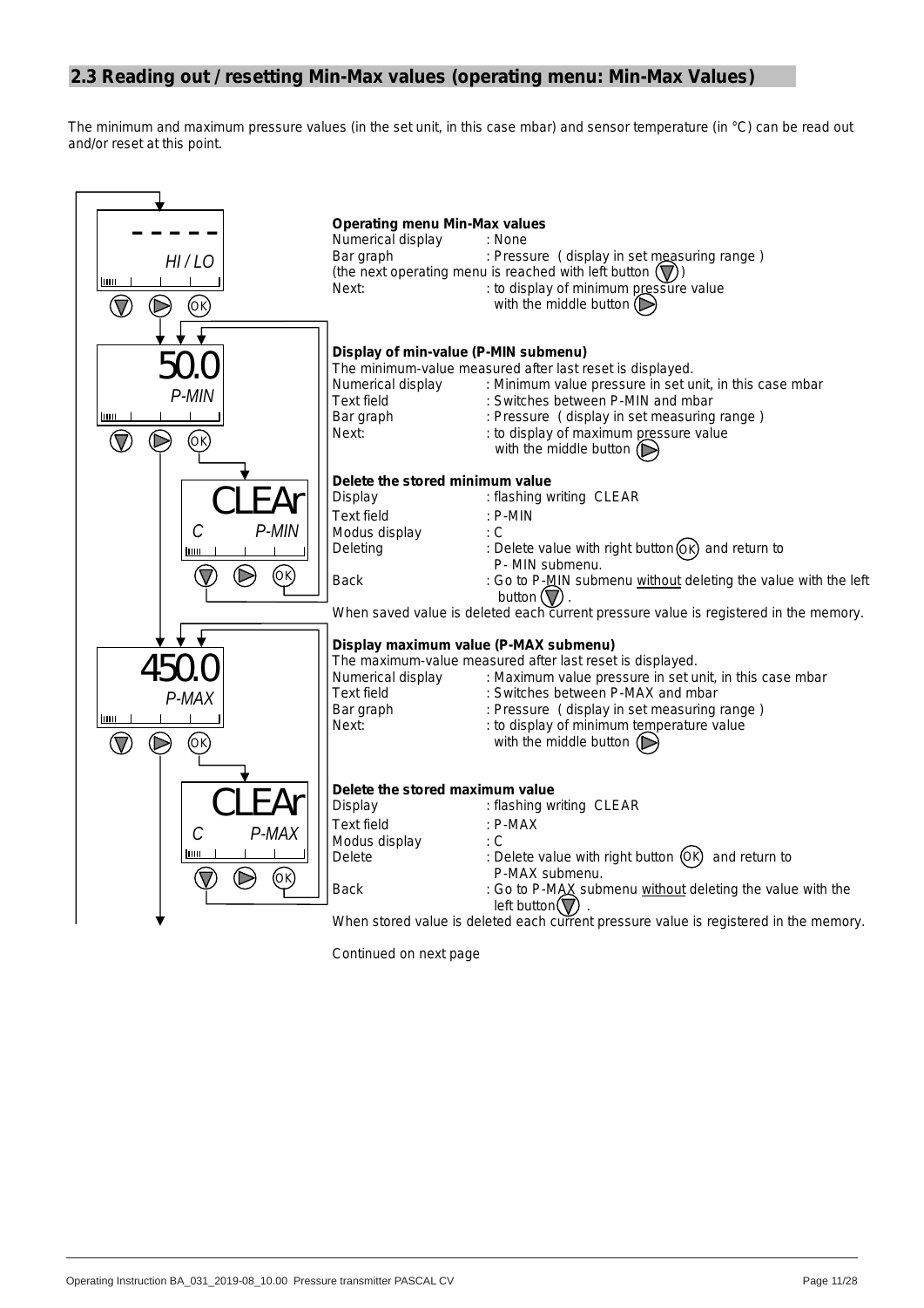## 2.3 Reading out / resetting Min-Max values (operating menu: Min-Max Values)

The minimum and maximum pressure values (in the set unit, in this case mbar) and sensor temperature (in °C) can be read out and/or reset at this point.

**Operating menu Min-Max values**

Numerical display : None
Bar graph : Pressure ( display in set measuring range )
(the next operating menu is reached with left button ▽)
Next: : to display of minimum pressure value with the middle button ▷

**Display of min-value (P-MIN submenu)**

The minimum-value measured after last reset is displayed.

Numerical display : Minimum value pressure in set unit, in this case mbar
Text field : Switches between P-MIN and mbar
Bar graph : Pressure ( display in set measuring range )
Next: : to display of maximum pressure value with the middle button ▷

**Delete the stored minimum value**

Display : flashing writing CLEAR
Text field : P-MIN
Modus display : C
Deleting : Delete value with right button OK and return to P- MIN submenu.
Back : Go to P-MIN submenu without deleting the value with the left button ▽ .

When saved value is deleted each current pressure value is registered in the memory.

**Display maximum value (P-MAX submenu)**

The maximum-value measured after last reset is displayed.

Numerical display : Maximum value pressure in set unit, in this case mbar
Text field : Switches between P-MAX and mbar
Bar graph : Pressure ( display in set measuring range )
Next: : to display of minimum temperature value with the middle button ▷

**Delete the stored maximum value**

Display : flashing writing CLEAR
Text field : P-MAX
Modus display : C
Delete : Delete value with right button OK and return to P-MAX submenu.
Back : Go to P-MAX submenu without deleting the value with the left button ▽ .

When stored value is deleted each current pressure value is registered in the memory.

Continued on next page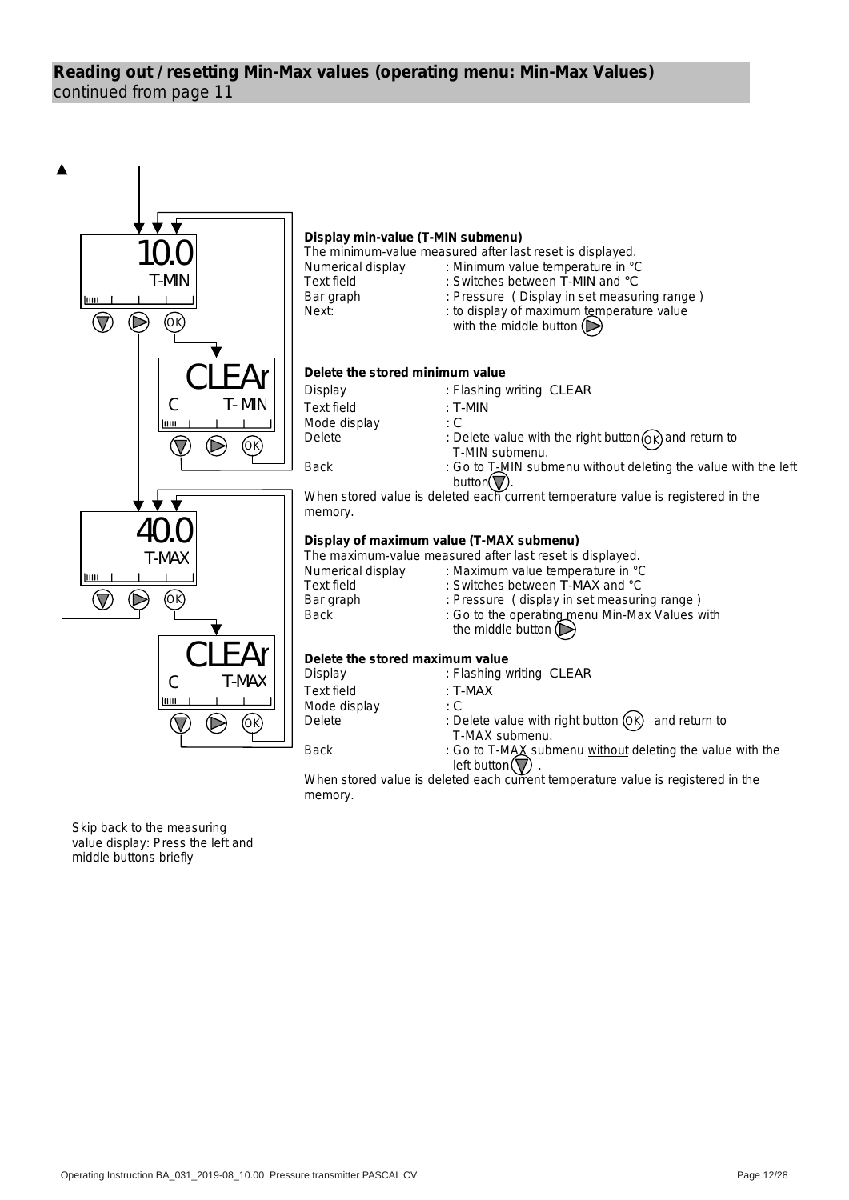## Reading out / resetting Min-Max values (operating menu: Min-Max Values)

continued from page 11

**Display min-value (T-MIN submenu)**

The minimum-value measured after last reset is displayed.

| | |
|---|---|
| Numerical display | : Minimum value temperature in °C |
| Text field | : Switches between T-MIN and °C |
| Bar graph | : Pressure ( Display in set measuring range ) |
| Next: | : to display of maximum temperature value with the middle button (▷) |

**Delete the stored minimum value**

| | |
|---|---|
| Display | : Flashing writing CLEAR |
| Text field | : T-MIN |
| Mode display | : C |
| Delete | : Delete value with the right button (OK) and return to T-MIN submenu. |
| Back | : Go to T-MIN submenu <u>without</u> deleting the value with the left button (▽). |

When stored value is deleted each current temperature value is registered in the memory.

**Display of maximum value (T-MAX submenu)**

The maximum-value measured after last reset is displayed.

| | |
|---|---|
| Numerical display | : Maximum value temperature in °C |
| Text field | : Switches between T-MAX and °C |
| Bar graph | : Pressure ( display in set measuring range ) |
| Back | : Go to the operating menu Min-Max Values with the middle button (▷) |

**Delete the stored maximum value**

| | |
|---|---|
| Display | : Flashing writing CLEAR |
| Text field | : T-MAX |
| Mode display | : C |
| Delete | : Delete value with right button (OK) and return to T-MAX submenu. |
| Back | : Go to T-MAX submenu <u>without</u> deleting the value with the left button (▽) . |

When stored value is deleted each current temperature value is registered in the memory.

Skip back to the measuring value display: Press the left and middle buttons briefly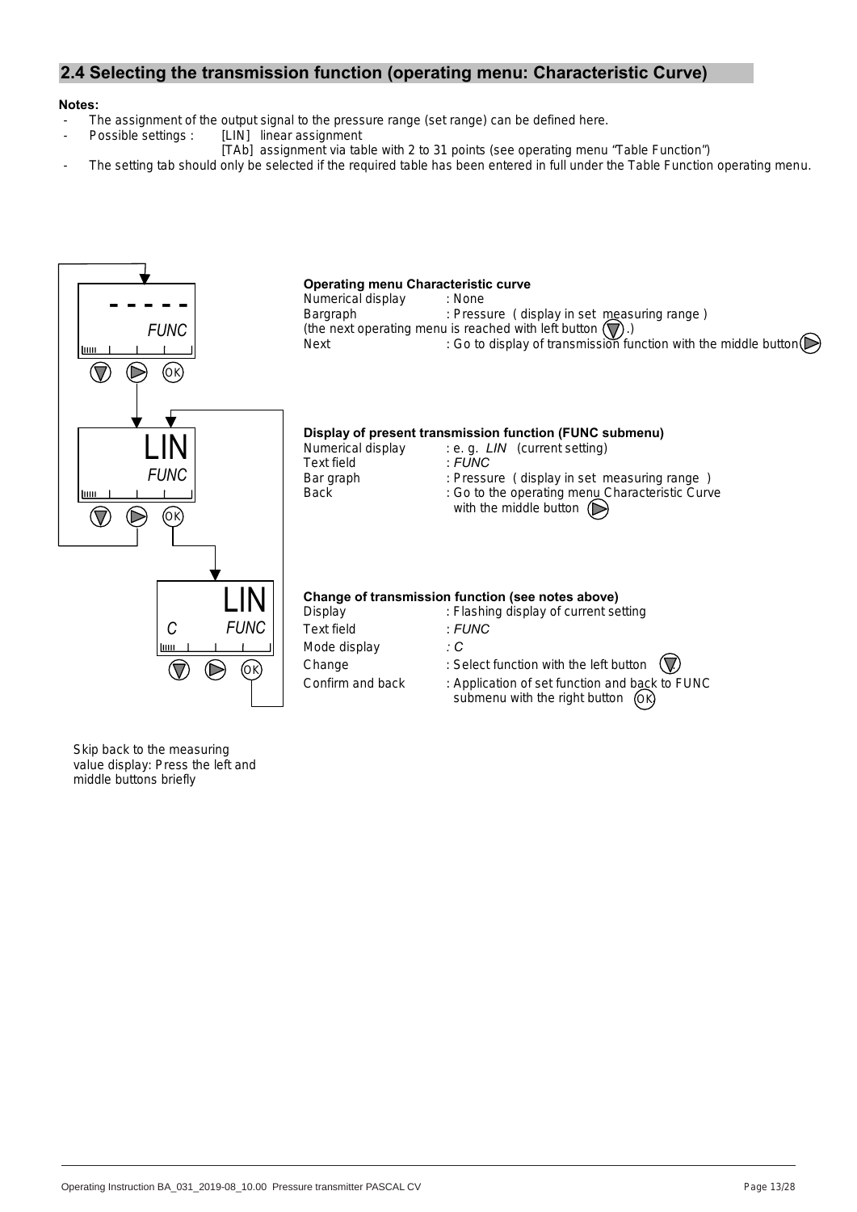## 2.4 Selecting the transmission function (operating menu: Characteristic Curve)

**Notes:**

- The assignment of the output signal to the pressure range (set range) can be defined here.
- Possible settings : [LIN] linear assignment
  [TAb] assignment via table with 2 to 31 points (see operating menu "Table Function")
- The setting tab should only be selected if the required table has been entered in full under the Table Function operating menu.

**Operating menu Characteristic curve**

Numerical display : None
Bargraph : Pressure ( display in set measuring range )
(the next operating menu is reached with left button ▽ .)
Next : Go to display of transmission function with the middle button ▷

**Display of present transmission function (FUNC submenu)**

Numerical display : e. g. *LIN* (current setting)
Text field : *FUNC*
Bar graph : Pressure ( display in set measuring range )
Back : Go to the operating menu Characteristic Curve with the middle button ▷

**Change of transmission function (see notes above)**

Display : Flashing display of current setting
Text field : *FUNC*
Mode display : *C*
Change : Select function with the left button ▽
Confirm and back : Application of set function and back to FUNC submenu with the right button OK

Skip back to the measuring value display: Press the left and middle buttons briefly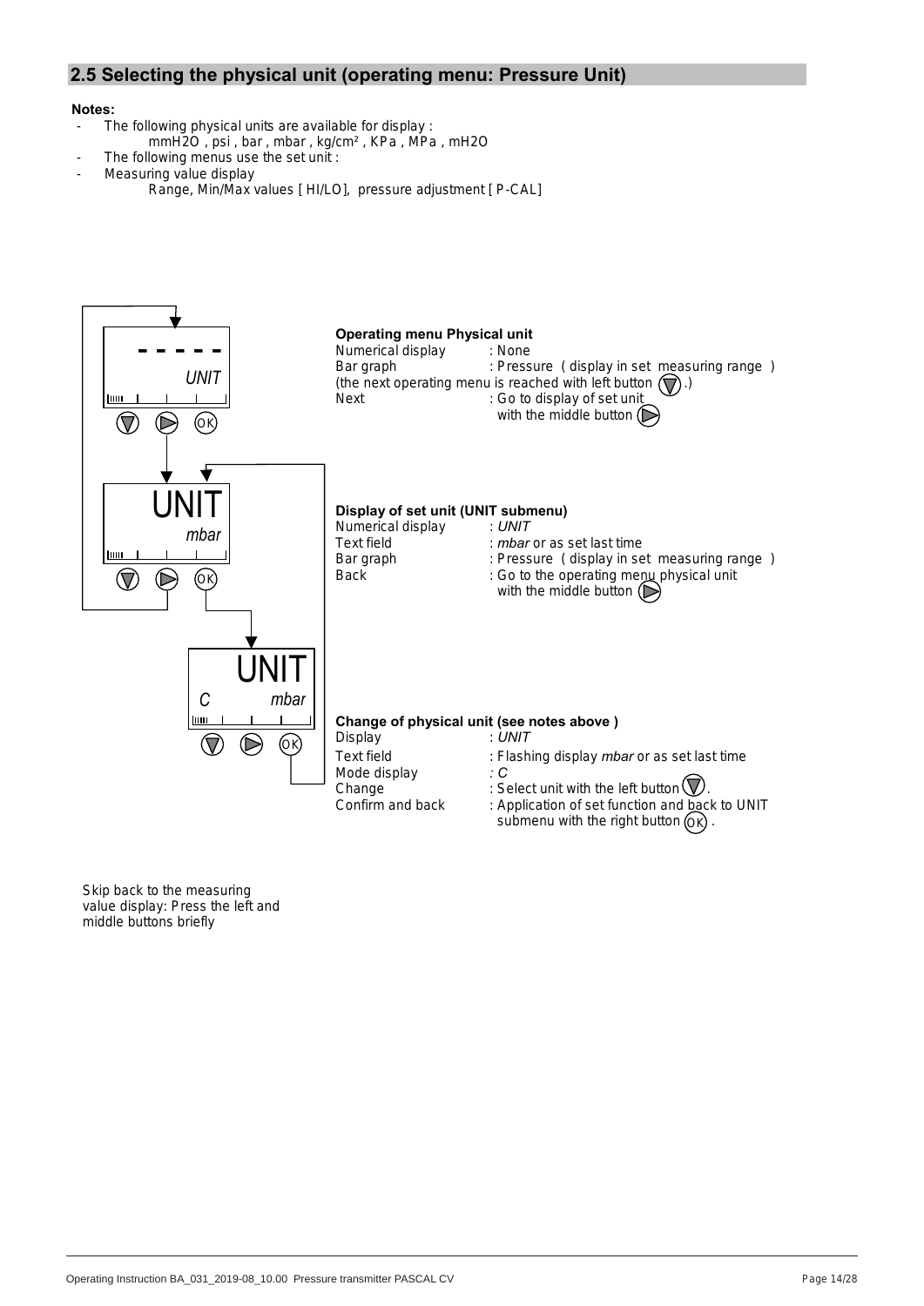## 2.5 Selecting the physical unit (operating menu: Pressure Unit)

**Notes:**

- The following physical units are available for display :
  mmH2O , psi , bar , mbar , kg/cm² , KPa , MPa , mH2O
- The following menus use the set unit :
- Measuring value display
  Range, Min/Max values [ HI/LO], pressure adjustment [ P-CAL]

- - - - -
*UNIT*

**Operating menu Physical unit**

Numerical display : None
Bar graph : Pressure ( display in set measuring range )
(the next operating menu is reached with left button (▽).)
Next : Go to display of set unit with the middle button (▷)

UNIT
*mbar*

**Display of set unit (UNIT submenu)**

Numerical display : *UNIT*
Text field : *mbar* or as set last time
Bar graph : Pressure ( display in set measuring range )
Back : Go to the operating menu physical unit with the middle button (▷)

UNIT
*C* *mbar*

**Change of physical unit (see notes above )**

Display : *UNIT*
Text field : Flashing display *mbar* or as set last time
Mode display : *C*
Change : Select unit with the left button (▽).
Confirm and back : Application of set function and back to UNIT submenu with the right button (OK) .

Skip back to the measuring value display: Press the left and middle buttons briefly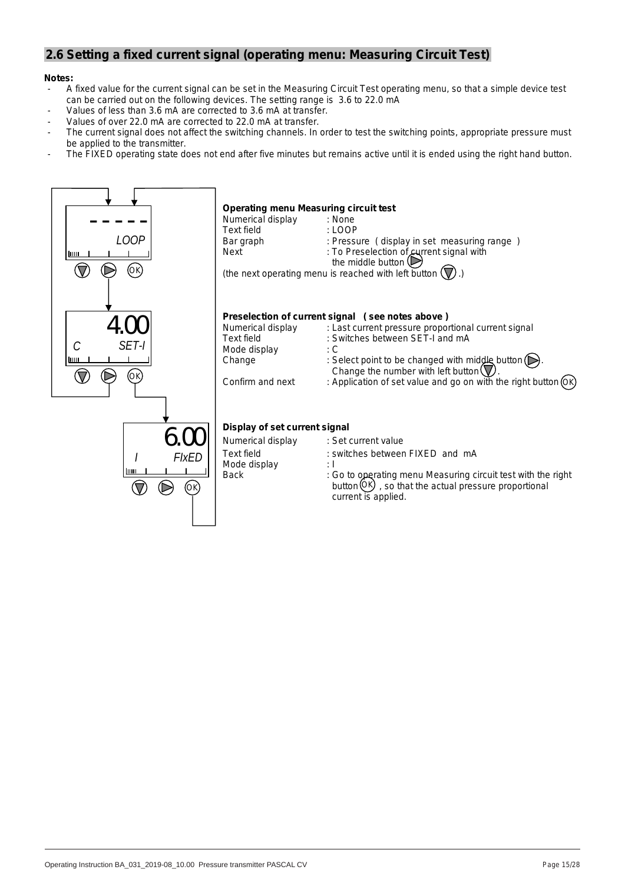## 2.6 Setting a fixed current signal (operating menu: Measuring Circuit Test)

**Notes:**

- A fixed value for the current signal can be set in the Measuring Circuit Test operating menu, so that a simple device test can be carried out on the following devices. The setting range is 3.6 to 22.0 mA
- Values of less than 3.6 mA are corrected to 3.6 mA at transfer.
- Values of over 22.0 mA are corrected to 22.0 mA at transfer.
- The current signal does not affect the switching channels. In order to test the switching points, appropriate pressure must be applied to the transmitter.
- The FIXED operating state does not end after five minutes but remains active until it is ended using the right hand button.

**Operating menu Measuring circuit test**

| | |
|---|---|
| Numerical display | : None |
| Text field | : LOOP |
| Bar graph | : Pressure ( display in set measuring range ) |
| Next | : To Preselection of current signal with the middle button ▷ |

(the next operating menu is reached with left button ▽ .)

**Preselection of current signal ( see notes above )**

| | |
|---|---|
| Numerical display | : Last current pressure proportional current signal |
| Text field | : Switches between SET-I and mA |
| Mode display | : C |
| Change | : Select point to be changed with middle button ▷. Change the number with left button ▽. |
| Confirm and next | : Application of set value and go on with the right button OK |

**Display of set current signal**

| | |
|---|---|
| Numerical display | : Set current value |
| Text field | : switches between FIXED and mA |
| Mode display | : I |
| Back | : Go to operating menu Measuring circuit test with the right button OK , so that the actual pressure proportional current is applied. |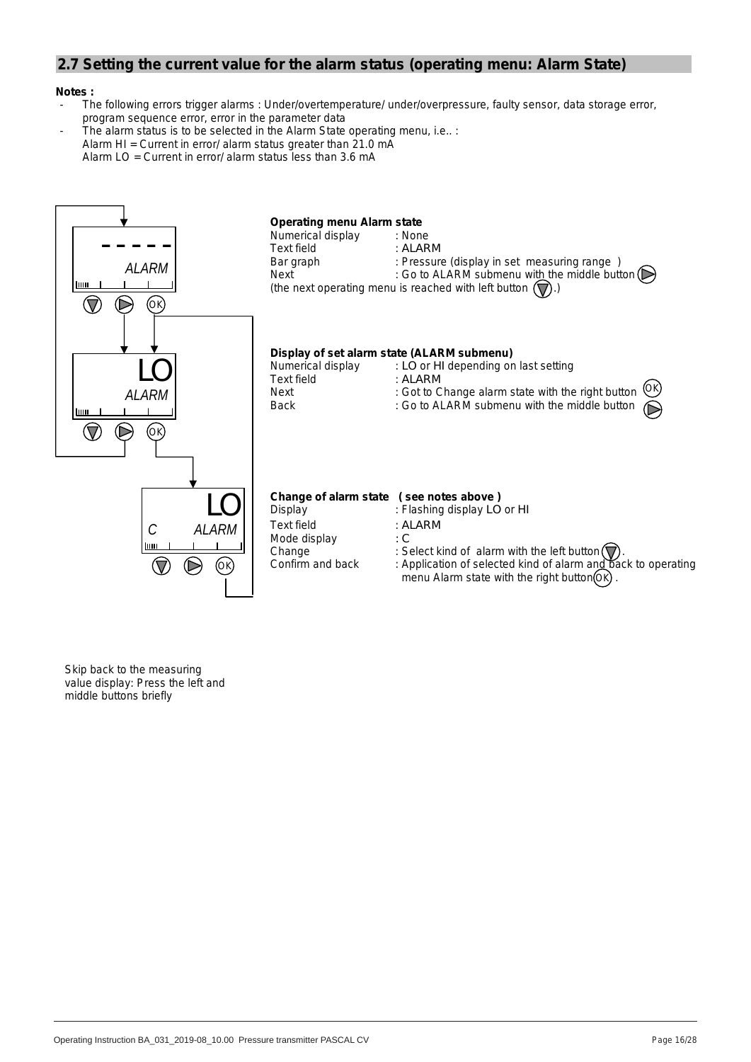## 2.7 Setting the current value for the alarm status (operating menu: Alarm State)

**Notes :**

- The following errors trigger alarms : Under/overtemperature/ under/overpressure, faulty sensor, data storage error, program sequence error, error in the parameter data
- The alarm status is to be selected in the Alarm State operating menu, i.e.. :
  Alarm HI = Current in error/ alarm status greater than 21.0 mA
  Alarm LO = Current in error/ alarm status less than 3.6 mA

**Operating menu Alarm state**

| | |
|---|---|
| Numerical display | : None |
| Text field | : ALARM |
| Bar graph | : Pressure (display in set measuring range ) |
| Next | : Go to ALARM submenu with the middle button |

(the next operating menu is reached with left button .)

**Display of set alarm state (ALARM submenu)**

| | |
|---|---|
| Numerical display | : LO or HI depending on last setting |
| Text field | : ALARM |
| Next | : Got to Change alarm state with the right button OK |
| Back | : Go to ALARM submenu with the middle button |

**Change of alarm state ( see notes above )**

| | |
|---|---|
| Display | : Flashing display LO or HI |
| Text field | : ALARM |
| Mode display | : C |
| Change | : Select kind of alarm with the left button . |
| Confirm and back | : Application of selected kind of alarm and back to operating menu Alarm state with the right button OK . |

Skip back to the measuring value display: Press the left and middle buttons briefly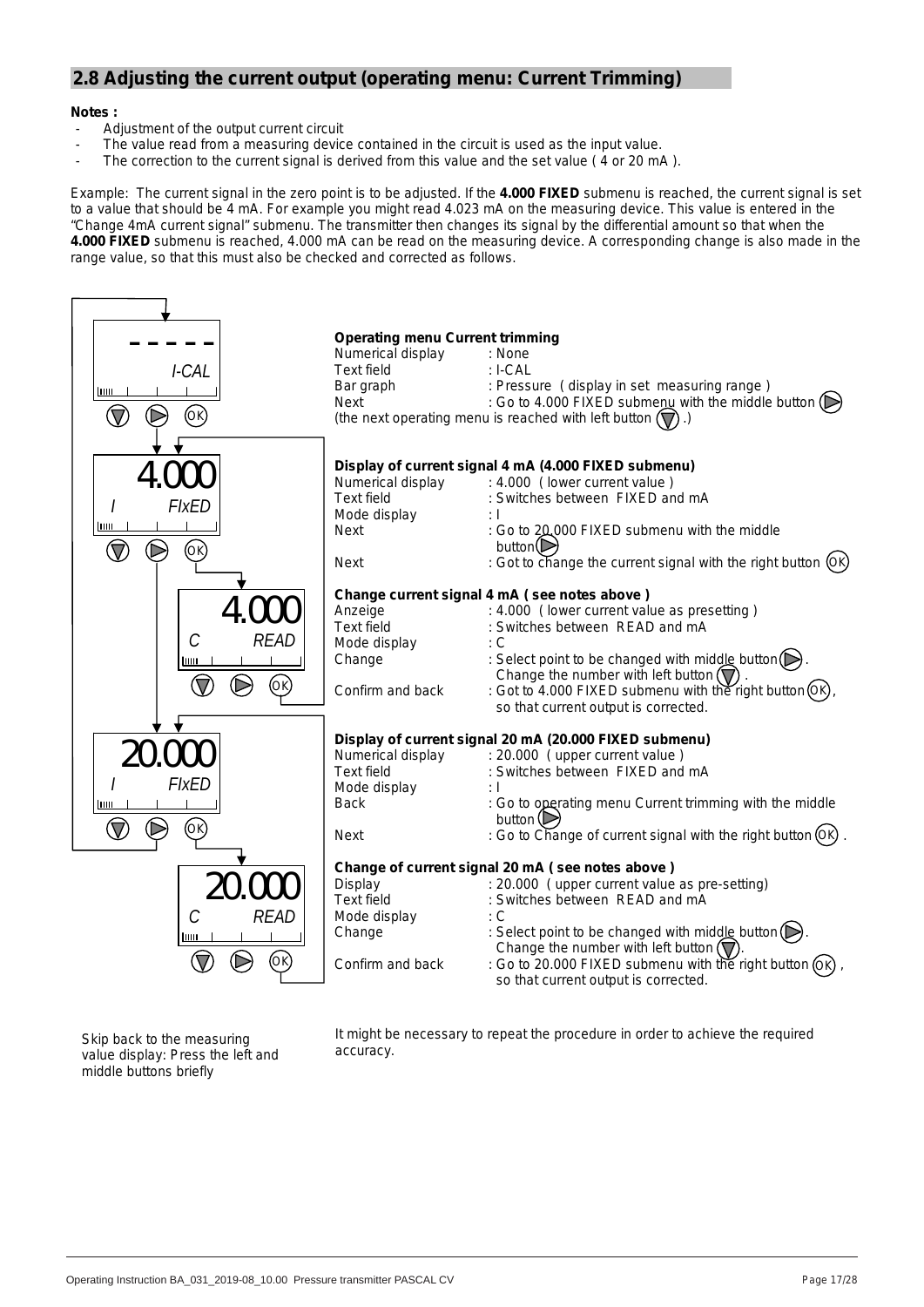## 2.8 Adjusting the current output (operating menu: Current Trimming)

**Notes :**

- Adjustment of the output current circuit
- The value read from a measuring device contained in the circuit is used as the input value.
- The correction to the current signal is derived from this value and the set value ( 4 or 20 mA ).

Example: The current signal in the zero point is to be adjusted. If the **4.000 FIXED** submenu is reached, the current signal is set to a value that should be 4 mA. For example you might read 4.023 mA on the measuring device. This value is entered in the "Change 4mA current signal" submenu. The transmitter then changes its signal by the differential amount so that when the **4.000 FIXED** submenu is reached, 4.000 mA can be read on the measuring device. A corresponding change is also made in the range value, so that this must also be checked and corrected as follows.

**Operating menu Current trimming**

| | |
|---|---|
| Numerical display | : None |
| Text field | : I-CAL |
| Bar graph | : Pressure ( display in set measuring range ) |
| Next | : Go to 4.000 FIXED submenu with the middle button (▷) |

(the next operating menu is reached with left button (▽) .)

**Display of current signal 4 mA (4.000 FIXED submenu)**

| | |
|---|---|
| Numerical display | : 4.000 ( lower current value ) |
| Text field | : Switches between FIXED and mA |
| Mode display | : I |
| Next | : Go to 20.000 FIXED submenu with the middle button (▷) |
| Next | : Got to change the current signal with the right button (OK) |

**Change current signal 4 mA ( see notes above )**

| | |
|---|---|
| Anzeige | : 4.000 ( lower current value as presetting ) |
| Text field | : Switches between READ and mA |
| Mode display | : C |
| Change | : Select point to be changed with middle button (▷). Change the number with left button (▽) . |
| Confirm and back | : Got to 4.000 FIXED submenu with the right button (OK), so that current output is corrected. |

**Display of current signal 20 mA (20.000 FIXED submenu)**

| | |
|---|---|
| Numerical display | : 20.000 ( upper current value ) |
| Text field | : Switches between FIXED and mA |
| Mode display | : I |
| Back | : Go to operating menu Current trimming with the middle button (▷) |
| Next | : Go to Change of current signal with the right button (OK) . |

**Change of current signal 20 mA ( see notes above )**

| | |
|---|---|
| Display | : 20.000 ( upper current value as pre-setting) |
| Text field | : Switches between READ and mA |
| Mode display | : C |
| Change | : Select point to be changed with middle button (▷). Change the number with left button (▽). |
| Confirm and back | : Go to 20.000 FIXED submenu with the right button (OK) , so that current output is corrected. |

Skip back to the measuring value display: Press the left and middle buttons briefly

It might be necessary to repeat the procedure in order to achieve the required accuracy.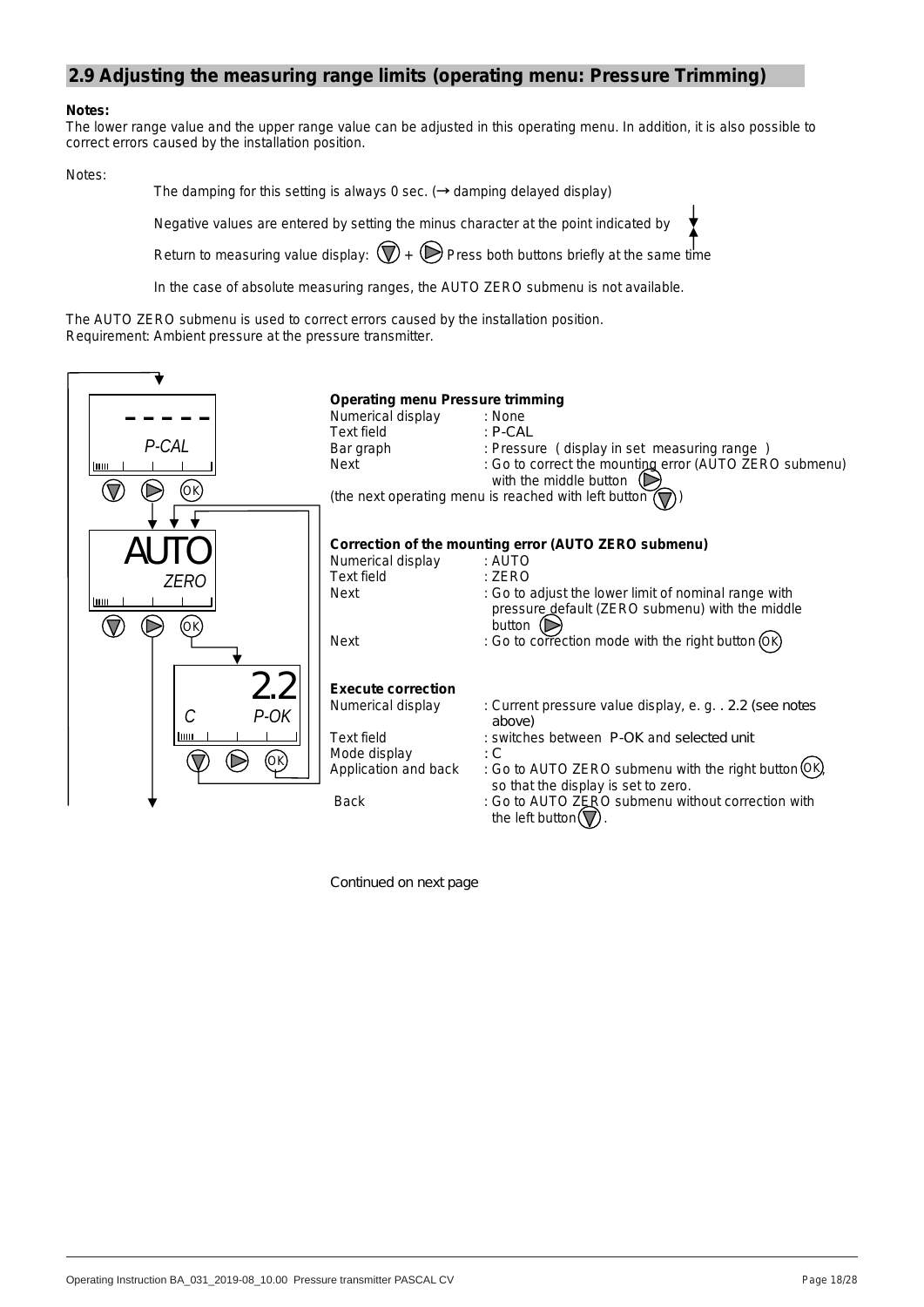## 2.9 Adjusting the measuring range limits (operating menu: Pressure Trimming)

**Notes:**
The lower range value and the upper range value can be adjusted in this operating menu. In addition, it is also possible to correct errors caused by the installation position.

Notes:

The damping for this setting is always 0 sec. (→ damping delayed display)

Negative values are entered by setting the minus character at the point indicated by

Return to measuring value display: (▽) + (▷) Press both buttons briefly at the same time

In the case of absolute measuring ranges, the AUTO ZERO submenu is not available.

The AUTO ZERO submenu is used to correct errors caused by the installation position.
Requirement: Ambient pressure at the pressure transmitter.

**Operating menu Pressure trimming**

| | |
|---|---|
| Numerical display | : None |
| Text field | : P-CAL |
| Bar graph | : Pressure (display in set measuring range) |
| Next | : Go to correct the mounting error (AUTO ZERO submenu) with the middle button (▷) |

(the next operating menu is reached with left button (▽))

**Correction of the mounting error (AUTO ZERO submenu)**

| | |
|---|---|
| Numerical display | : AUTO |
| Text field | : ZERO |
| Next | : Go to adjust the lower limit of nominal range with pressure default (ZERO submenu) with the middle button (▷) |
| Next | : Go to correction mode with the right button (OK) |

**Execute correction**

| | |
|---|---|
| Numerical display | : Current pressure value display, e. g. . 2.2 (see notes above) |
| Text field | : switches between P-OK and selected unit |
| Mode display | : C |
| Application and back | : Go to AUTO ZERO submenu with the right button (OK), so that the display is set to zero. |
| Back | : Go to AUTO ZERO submenu without correction with the left button (▽). |

Continued on next page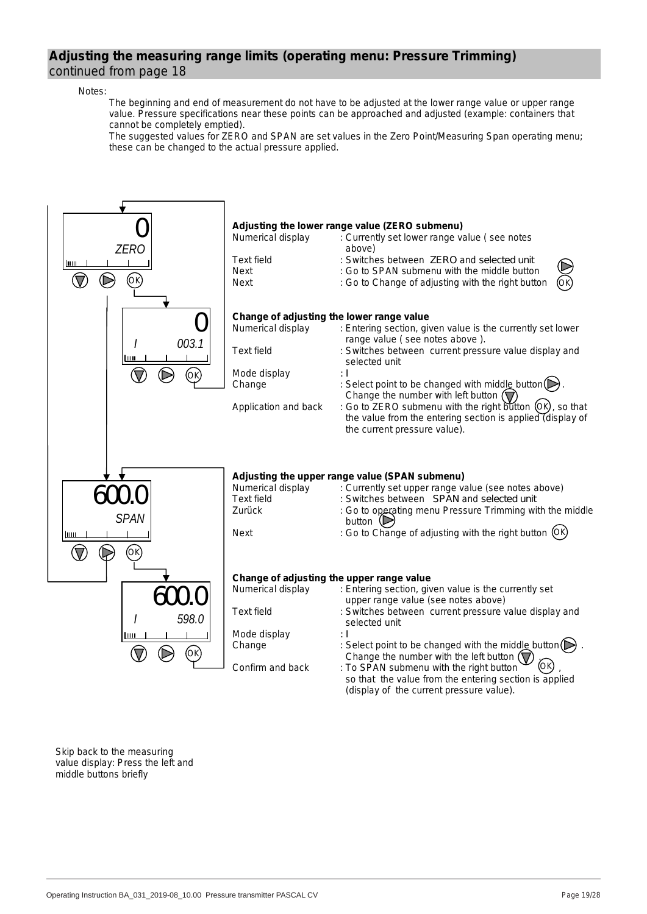## Adjusting the measuring range limits (operating menu: Pressure Trimming)

continued from page 18

Notes:

The beginning and end of measurement do not have to be adjusted at the lower range value or upper range value. Pressure specifications near these points can be approached and adjusted (example: containers that cannot be completely emptied).

The suggested values for ZERO and SPAN are set values in the Zero Point/Measuring Span operating menu; these can be changed to the actual pressure applied.

0
ZERO

### Adjusting the lower range value (ZERO submenu)

| | |
|---|---|
| Numerical display | : Currently set lower range value ( see notes above) |
| Text field | : Switches between ZERO and selected unit |
| Next | : Go to SPAN submenu with the middle button |
| Next | : Go to Change of adjusting with the right button |

0
I 003.1

### Change of adjusting the lower range value

| | |
|---|---|
| Numerical display | : Entering section, given value is the currently set lower range value ( see notes above ). |
| Text field | : Switches between current pressure value display and selected unit |
| Mode display | : I |
| Change | : Select point to be changed with middle button. Change the number with left button |
| Application and back | : Go to ZERO submenu with the right button (OK), so that the value from the entering section is applied (display of the current pressure value). |

600.0
SPAN

### Adjusting the upper range value (SPAN submenu)

| | |
|---|---|
| Numerical display | : Currently set upper range value (see notes above) |
| Text field | : Switches between SPAN and selected unit |
| Zurück | : Go to operating menu Pressure Trimming with the middle button |
| Next | : Go to Change of adjusting with the right button (OK) |

600.0
I 598.0

### Change of adjusting the upper range value

| | |
|---|---|
| Numerical display | : Entering section, given value is the currently set upper range value (see notes above) |
| Text field | : Switches between current pressure value display and selected unit |
| Mode display | : I |
| Change | : Select point to be changed with the middle button. Change the number with the left button |
| Confirm and back | : To SPAN submenu with the right button (OK), so that the value from the entering section is applied (display of the current pressure value). |

Skip back to the measuring value display: Press the left and middle buttons briefly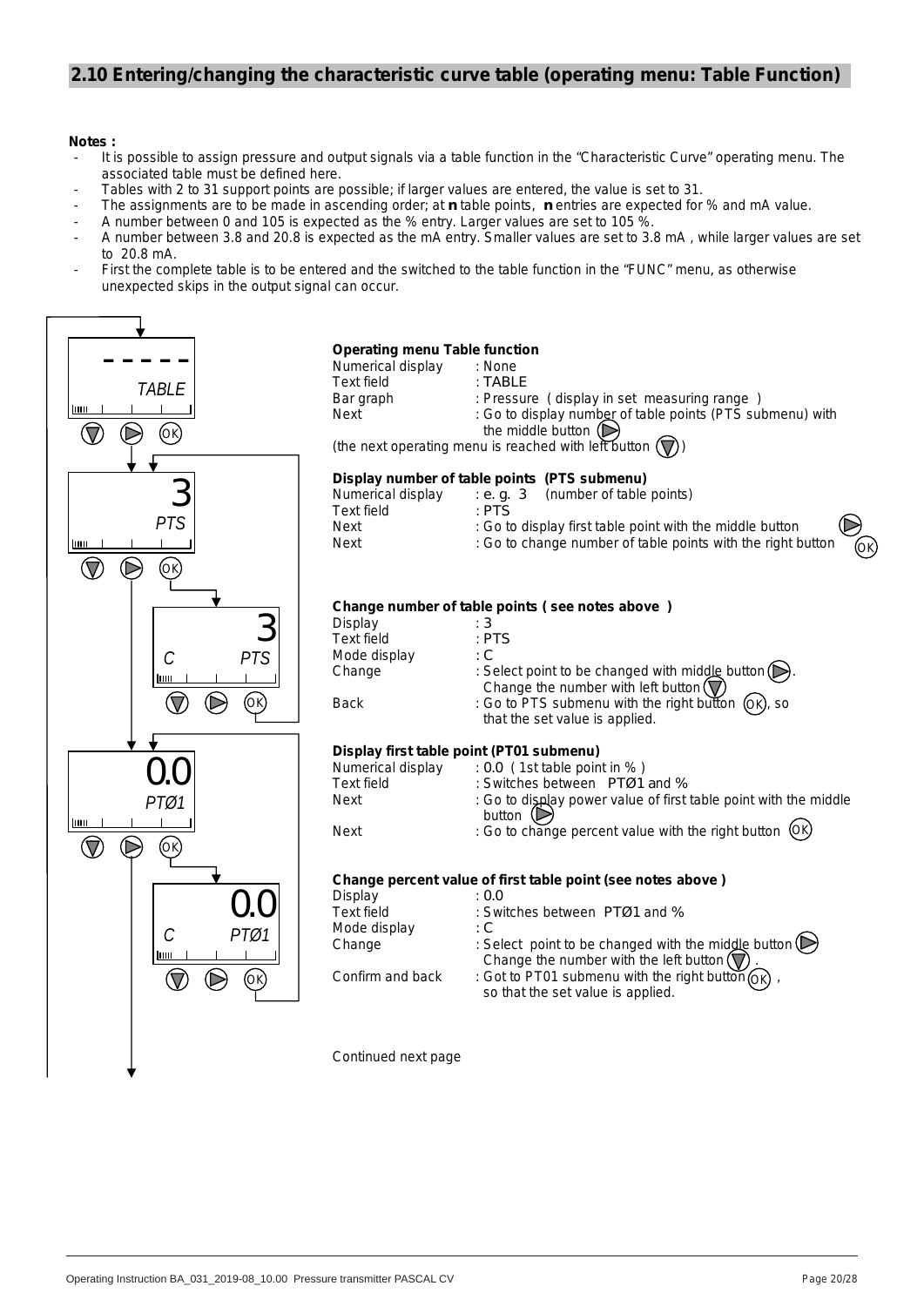## 2.10 Entering/changing the characteristic curve table (operating menu: Table Function)

**Notes :**

- It is possible to assign pressure and output signals via a table function in the “Characteristic Curve” operating menu. The associated table must be defined here.
- Tables with 2 to 31 support points are possible; if larger values are entered, the value is set to 31.
- The assignments are to be made in ascending order; at **n** table points, **n** entries are expected for % and mA value.
- A number between 0 and 105 is expected as the % entry. Larger values are set to 105 %.
- A number between 3.8 and 20.8 is expected as the mA entry. Smaller values are set to 3.8 mA , while larger values are set to 20.8 mA.
- First the complete table is to be entered and the switched to the table function in the “FUNC” menu, as otherwise unexpected skips in the output signal can occur.

- - - - -
TABLE

**Operating menu Table function**

| | |
|---|---|
| Numerical display | : None |
| Text field | : TABLE |
| Bar graph | : Pressure (display in set measuring range ) |
| Next | : Go to display number of table points (PTS submenu) with the middle button |

(the next operating menu is reached with left button )

3
PTS

**Display number of table points (PTS submenu)**

| | |
|---|---|
| Numerical display | : e. g. 3 (number of table points) |
| Text field | : PTS |
| Next | : Go to display first table point with the middle button |
| Next | : Go to change number of table points with the right button OK |

3
C PTS

**Change number of table points ( see notes above )**

| | |
|---|---|
| Display | : 3 |
| Text field | : PTS |
| Mode display | : C |
| Change | : Select point to be changed with middle button . Change the number with left button |
| Back | : Go to PTS submenu with the right button OK, so that the set value is applied. |

0.0
PTØ1

**Display first table point (PT01 submenu)**

| | |
|---|---|
| Numerical display | : 0.0 ( 1st table point in % ) |
| Text field | : Switches between PTØ1 and % |
| Next | : Go to display power value of first table point with the middle button |
| Next | : Go to change percent value with the right button OK |

0.0
C PTØ1

**Change percent value of first table point (see notes above )**

| | |
|---|---|
| Display | : 0.0 |
| Text field | : Switches between PTØ1 and % |
| Mode display | : C |
| Change | : Select point to be changed with the middle button Change the number with the left button . |
| Confirm and back | : Got to PT01 submenu with the right button OK , so that the set value is applied. |

Continued next page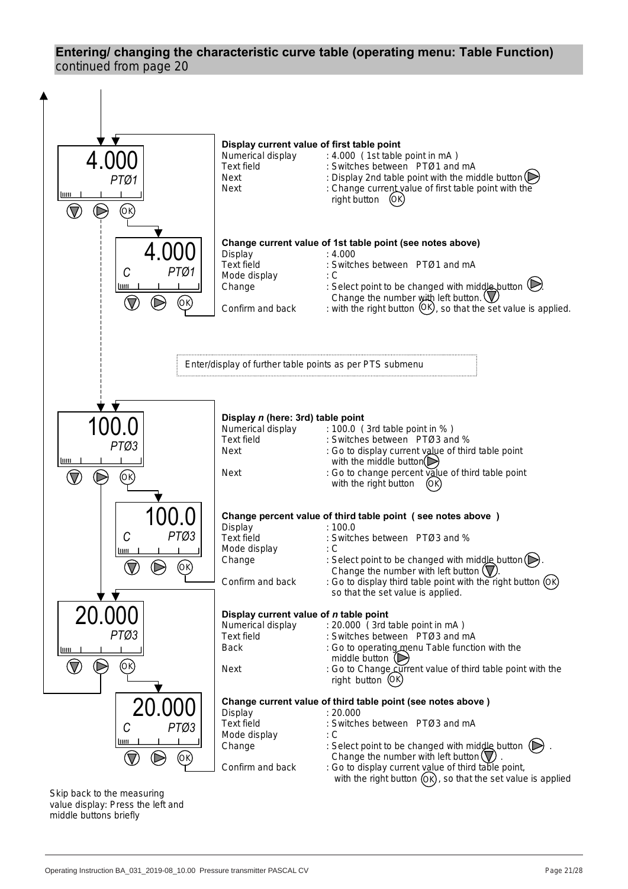## Entering/ changing the characteristic curve table (operating menu: Table Function)

*continued from page 20*

4.000
PTØ1

**Display current value of first table point**

| | |
|---|---|
| Numerical display | : 4.000 ( 1st table point in mA ) |
| Text field | : Switches between PTØ1 and mA |
| Next | : Display 2nd table point with the middle button |
| Next | : Change current value of first table point with the right button (OK) |

4.000
C PTØ1

**Change current value of 1st table point (see notes above)**

| | |
|---|---|
| Display | : 4.000 |
| Text field | : Switches between PTØ1 and mA |
| Mode display | : C |
| Change | : Select point to be changed with middle button. Change the number with left button. |
| Confirm and back | : with the right button (OK), so that the set value is applied. |

Enter/display of further table points as per PTS submenu

100.0
PTØ3

**Display *n* (here: 3rd) table point**

| | |
|---|---|
| Numerical display | : 100.0 ( 3rd table point in % ) |
| Text field | : Switches between PTØ3 and % |
| Next | : Go to display current value of third table point with the middle button |
| Next | : Go to change percent value of third table point with the right button (OK) |

100.0
C PTØ3

**Change percent value of third table point ( see notes above )**

| | |
|---|---|
| Display | : 100.0 |
| Text field | : Switches between PTØ3 and % |
| Mode display | : C |
| Change | : Select point to be changed with middle button. Change the number with left button. |
| Confirm and back | : Go to display third table point with the right button (OK) so that the set value is applied. |

20.000
PTØ3

**Display current value of *n* table point**

| | |
|---|---|
| Numerical display | : 20.000 ( 3rd table point in mA ) |
| Text field | : Switches between PTØ3 and mA |
| Back | : Go to operating menu Table function with the middle button |
| Next | : Go to Change current value of third table point with the right button (OK) |

20.000
C PTØ3

**Change current value of third table point (see notes above )**

| | |
|---|---|
| Display | : 20.000 |
| Text field | : Switches between PTØ3 and mA |
| Mode display | : C |
| Change | : Select point to be changed with middle button. Change the number with left button. |
| Confirm and back | : Go to display current value of third table point, with the right button (OK), so that the set value is applied |

Skip back to the measuring value display: Press the left and middle buttons briefly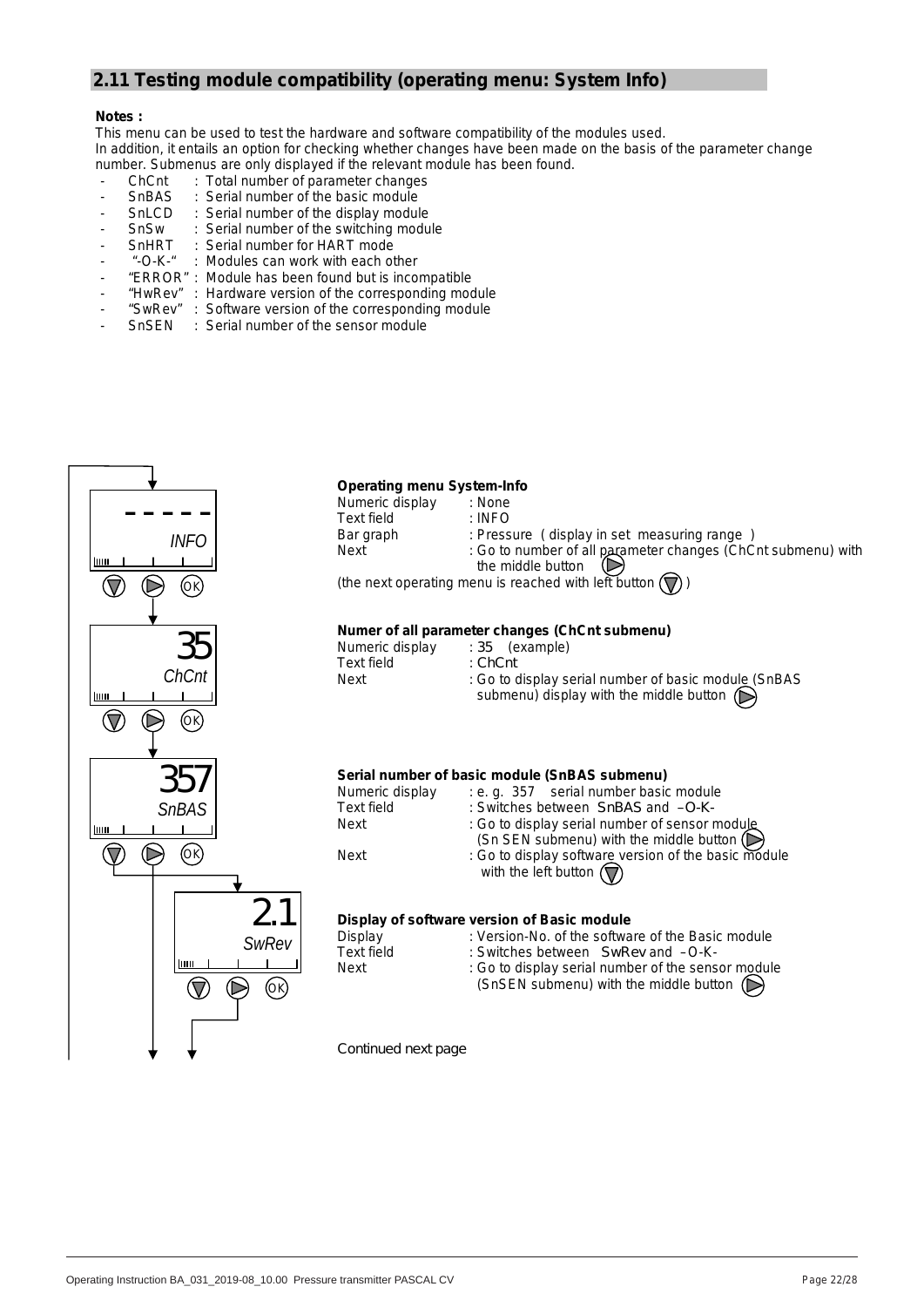## 2.11 Testing module compatibility (operating menu: System Info)

**Notes :**

This menu can be used to test the hardware and software compatibility of the modules used.
In addition, it entails an option for checking whether changes have been made on the basis of the parameter change number. Submenus are only displayed if the relevant module has been found.

- ChCnt : Total number of parameter changes
- SnBAS : Serial number of the basic module
- SnLCD : Serial number of the display module
- SnSw : Serial number of the switching module
- SnHRT : Serial number for HART mode
- "-O-K-" : Modules can work with each other
- "ERROR" : Module has been found but is incompatible
- "HwRev" : Hardware version of the corresponding module
- "SwRev" : Software version of the corresponding module
- SnSEN : Serial number of the sensor module

**Operating menu System-Info**

Numeric display : None
Text field : INFO
Bar graph : Pressure ( display in set measuring range )
Next : Go to number of all parameter changes (ChCnt submenu) with the middle button
(the next operating menu is reached with left button )

**Numer of all parameter changes (ChCnt submenu)**

Numeric display : 35 (example)
Text field : ChCnt
Next : Go to display serial number of basic module (SnBAS submenu) display with the middle button

**Serial number of basic module (SnBAS submenu)**

Numeric display : e. g. 357 serial number basic module
Text field : Switches between SnBAS and –O-K-
Next : Go to display serial number of sensor module (Sn SEN submenu) with the middle button
Next : Go to display software version of the basic module with the left button

**Display of software version of Basic module**

Display : Version-No. of the software of the Basic module
Text field : Switches between SwRev and –O-K-
Next : Go to display serial number of the sensor module (SnSEN submenu) with the middle button

Continued next page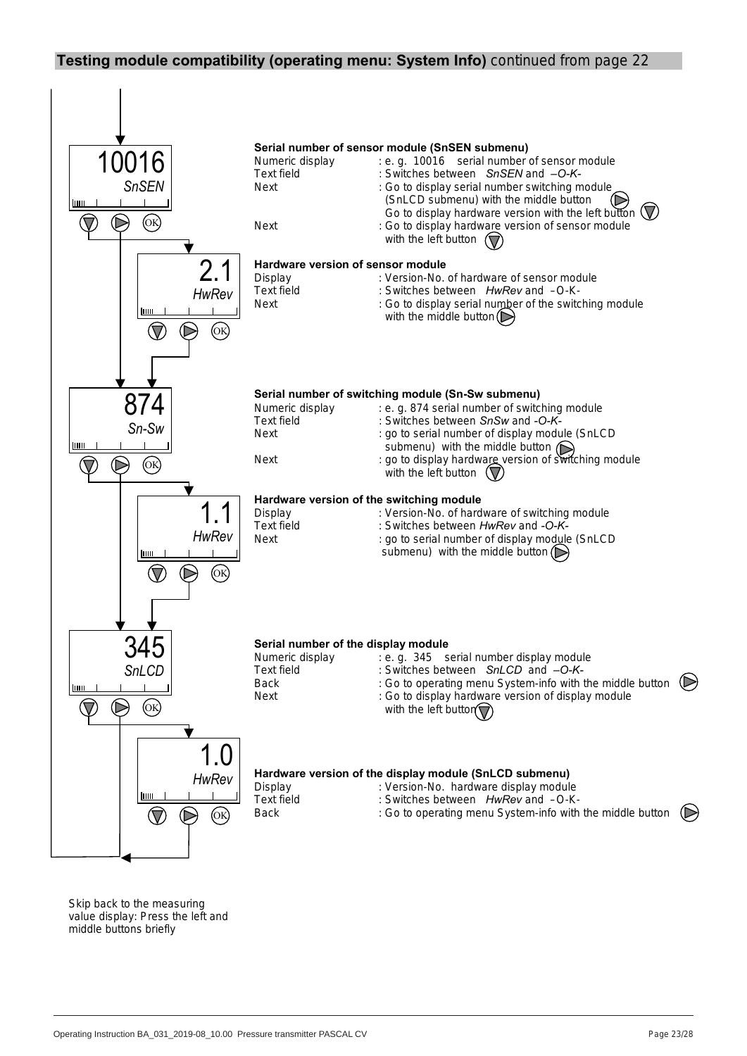## Testing module compatibility (operating menu: System Info) continued from page 22

**Serial number of sensor module (SnSEN submenu)**

| | |
|---|---|
| Numeric display | : e. g. 10016 serial number of sensor module |
| Text field | : Switches between *SnSEN* and *–O-K-* |
| Next | : Go to display serial number switching module (SnLCD submenu) with the middle button Go to display hardware version with the left button |
| Next | : Go to display hardware version of sensor module with the left button |

**Hardware version of sensor module**

| | |
|---|---|
| Display | : Version-No. of hardware of sensor module |
| Text field | : Switches between *HwRev* and –O-K- |
| Next | : Go to display serial number of the switching module with the middle button |

**Serial number of switching module (Sn-Sw submenu)**

| | |
|---|---|
| Numeric display | : e. g. 874 serial number of switching module |
| Text field | : Switches between *SnSw* and *-O-K-* |
| Next | : go to serial number of display module (SnLCD submenu) with the middle button |
| Next | : go to display hardware version of switching module with the left button |

**Hardware version of the switching module**

| | |
|---|---|
| Display | : Version-No. of hardware of switching module |
| Text field | : Switches between *HwRev* and *-O-K-* |
| Next | : go to serial number of display module (SnLCD submenu) with the middle button |

**Serial number of the display module**

| | |
|---|---|
| Numeric display | : e. g. 345 serial number display module |
| Text field | : Switches between *SnLCD* and *–O-K-* |
| Back | : Go to operating menu System-info with the middle button |
| Next | : Go to display hardware version of display module with the left button |

**Hardware version of the display module (SnLCD submenu)**

| | |
|---|---|
| Display | : Version-No. hardware display module |
| Text field | : Switches between *HwRev* and –O-K- |
| Back | : Go to operating menu System-info with the middle button |

Skip back to the measuring value display: Press the left and middle buttons briefly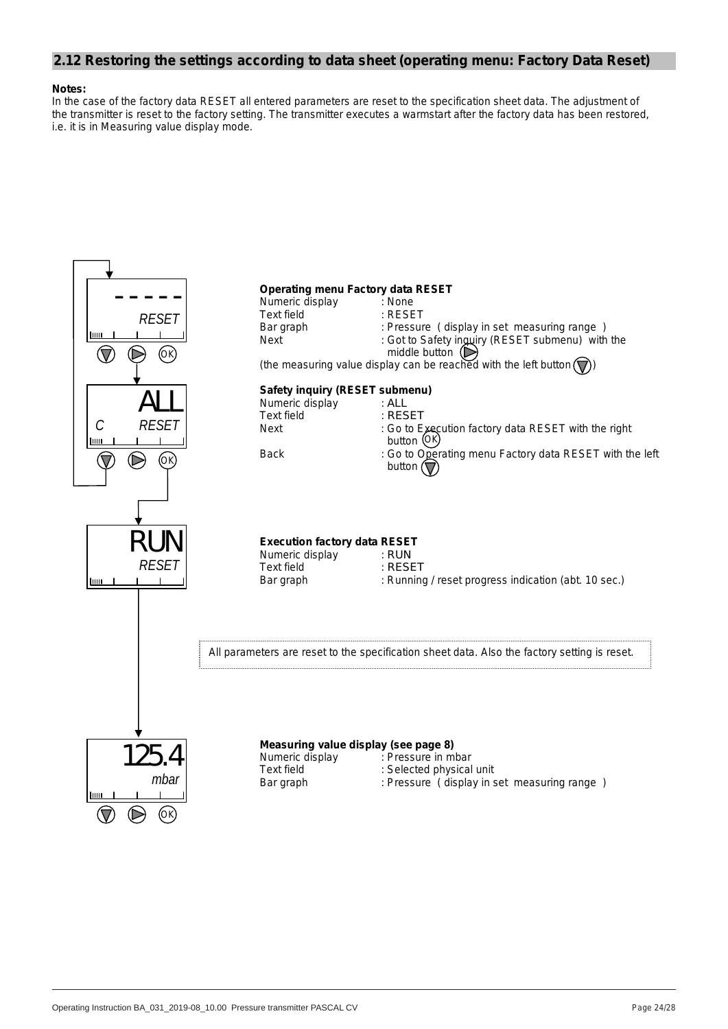## 2.12 Restoring the settings according to data sheet (operating menu: Factory Data Reset)

**Notes:**
In the case of the factory data RESET all entered parameters are reset to the specification sheet data. The adjustment of the transmitter is reset to the factory setting. The transmitter executes a warmstart after the factory data has been restored, i.e. it is in Measuring value display mode.

**Operating menu Factory data RESET**

| | |
|---|---|
| Numeric display | : None |
| Text field | : RESET |
| Bar graph | : Pressure ( display in set measuring range ) |
| Next | : Got to Safety inquiry (RESET submenu) with the middle button (▷) |

(the measuring value display can be reached with the left button (▽))

**Safety inquiry (RESET submenu)**

| | |
|---|---|
| Numeric display | : ALL |
| Text field | : RESET |
| Next | : Go to Execution factory data RESET with the right button (OK) |
| Back | : Go to Operating menu Factory data RESET with the left button (▽) |

**Execution factory data RESET**

| | |
|---|---|
| Numeric display | : RUN |
| Text field | : RESET |
| Bar graph | : Running / reset progress indication (abt. 10 sec.) |

All parameters are reset to the specification sheet data. Also the factory setting is reset.

**Measuring value display (see page 8)**

| | |
|---|---|
| Numeric display | : Pressure in mbar |
| Text field | : Selected physical unit |
| Bar graph | : Pressure ( display in set measuring range ) |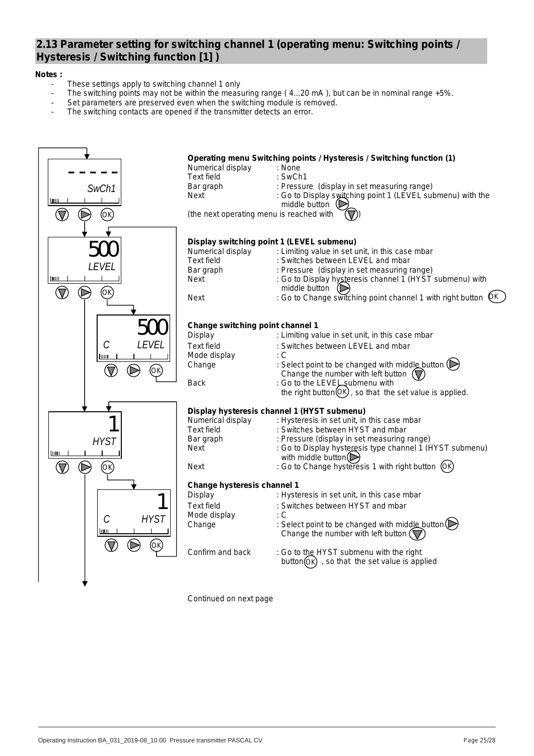## 2.13 Parameter setting for switching channel 1 (operating menu: Switching points / Hysteresis / Switching function [1] )

**Notes :**

- These settings apply to switching channel 1 only
- The switching points may not be within the measuring range ( 4...20 mA ), but can be in nominal range +5%.
- Set parameters are preserved even when the switching module is removed.
- The switching contacts are opened if the transmitter detects an error.

**Operating menu Switching points / Hysteresis / Switching function (1)**

| | |
|---|---|
| Numerical display | : None |
| Text field | : SwCh1 |
| Bar graph | : Pressure (display in set measuring range) |
| Next | : Go to Display switching point 1 (LEVEL submenu) with the middle button |

(the next operating menu is reached with )

**Display switching point 1 (LEVEL submenu)**

| | |
|---|---|
| Numerical display | : Limiting value in set unit, in this case mbar |
| Text field | : Switches between LEVEL and mbar |
| Bar graph | : Pressure (display in set measuring range) |
| Next | : Go to Display hysteresis channel 1 (HYST submenu) with middle button |
| Next | : Go to Change switching point channel 1 with right button OK |

**Change switching point channel 1**

| | |
|---|---|
| Display | : Limiting value in set unit, in this case mbar |
| Text field | : Switches between LEVEL and mbar |
| Mode display | : C |
| Change | : Select point to be changed with middle button<br>Change the number with left button |
| Back | : Go to the LEVEL submenu with the right button OK , so that the set value is applied. |

**Display hysteresis channel 1 (HYST submenu)**

| | |
|---|---|
| Numerical display | : Hysteresis in set unit, in this case mbar |
| Text field | : Switches between HYST and mbar |
| Bar graph | : Pressure (display in set measuring range) |
| Next | : Go to Display hysteresis type channel 1 (HYST submenu) with middle button |
| Next | : Go to Change hysteresis 1 with right button OK |

**Change hysteresis channel 1**

| | |
|---|---|
| Display | : Hysteresis in set unit, in this case mbar |
| Text field | : Switches between HYST and mbar |
| Mode display | : C |
| Change | : Select point to be changed with middle button<br>Change the number with left button |
| Confirm and back | : Go to the HYST submenu with the right button OK , so that the set value is applied |

Continued on next page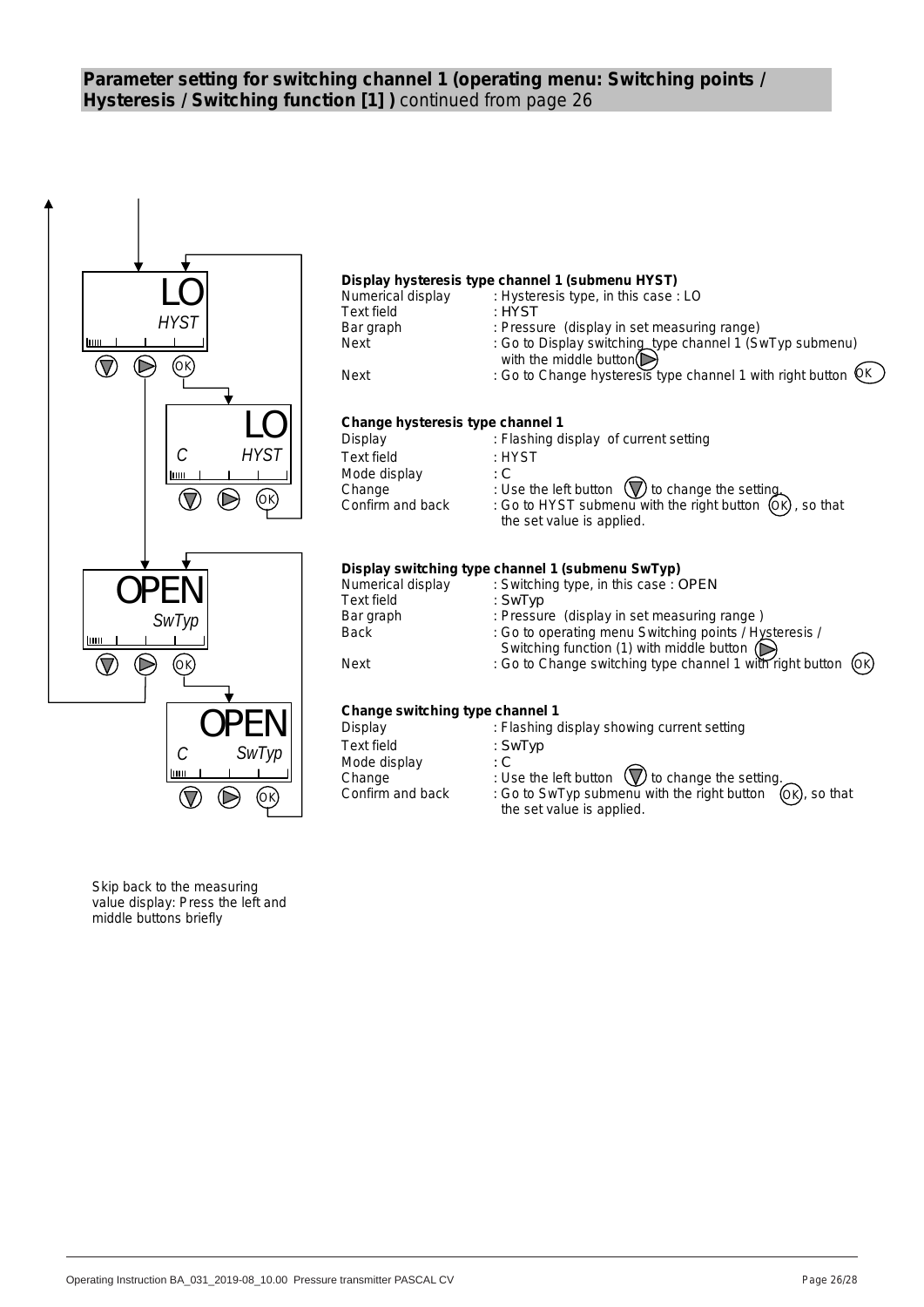## Parameter setting for switching channel 1 (operating menu: Switching points / Hysteresis / Switching function [1] ) continued from page 26

**Display hysteresis type channel 1 (submenu HYST)**

| | |
|---|---|
| Numerical display | : Hysteresis type, in this case : LO |
| Text field | : HYST |
| Bar graph | : Pressure (display in set measuring range) |
| Next | : Go to Display switching type channel 1 (SwTyp submenu) with the middle button ▷ |
| Next | : Go to Change hysteresis type channel 1 with right button OK |

**Change hysteresis type channel 1**

| | |
|---|---|
| Display | : Flashing display of current setting |
| Text field | : HYST |
| Mode display | : C |
| Change | : Use the left button ▽ to change the setting. |
| Confirm and back | : Go to HYST submenu with the right button OK , so that the set value is applied. |

**Display switching type channel 1 (submenu SwTyp)**

| | |
|---|---|
| Numerical display | : Switching type, in this case : OPEN |
| Text field | : SwTyp |
| Bar graph | : Pressure (display in set measuring range ) |
| Back | : Go to operating menu Switching points / Hysteresis / Switching function (1) with middle button ▷ |
| Next | : Go to Change switching type channel 1 with right button OK |

**Change switching type channel 1**

| | |
|---|---|
| Display | : Flashing display showing current setting |
| Text field | : SwTyp |
| Mode display | : C |
| Change | : Use the left button ▽ to change the setting. |
| Confirm and back | : Go to SwTyp submenu with the right button OK, so that the set value is applied. |

Skip back to the measuring value display: Press the left and middle buttons briefly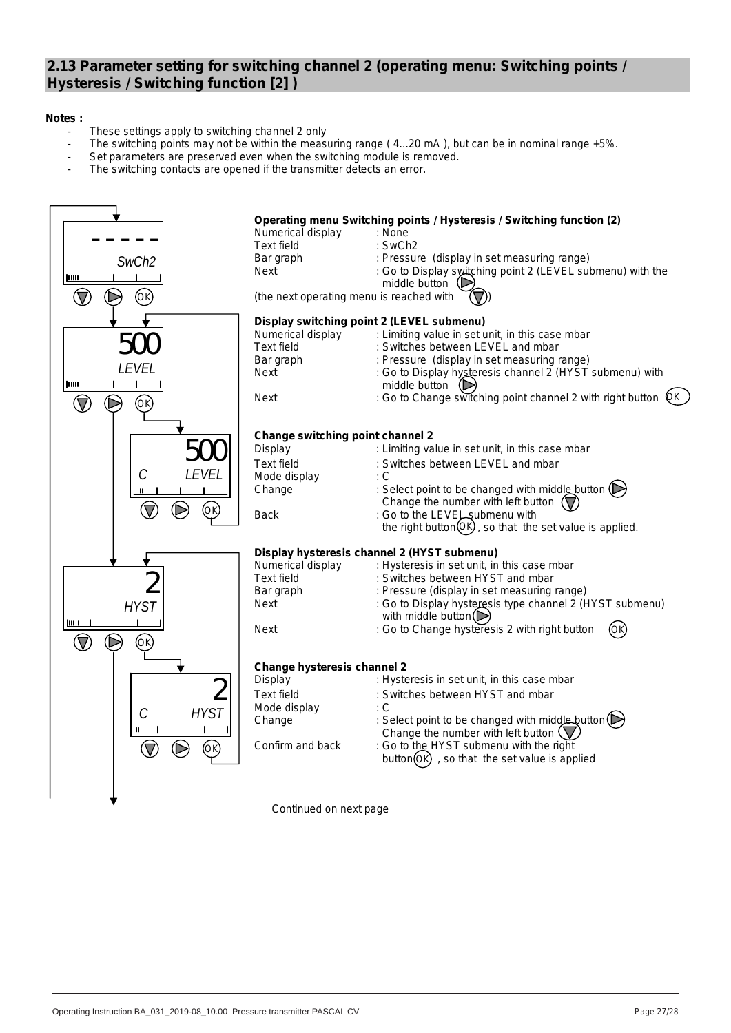## 2.13 Parameter setting for switching channel 2 (operating menu: Switching points / Hysteresis / Switching function [2] )

**Notes :**

- These settings apply to switching channel 2 only
- The switching points may not be within the measuring range ( 4...20 mA ), but can be in nominal range +5%.
- Set parameters are preserved even when the switching module is removed.
- The switching contacts are opened if the transmitter detects an error.

**Operating menu Switching points / Hysteresis / Switching function (2)**

| | |
|---|---|
| Numerical display | : None |
| Text field | : SwCh2 |
| Bar graph | : Pressure (display in set measuring range) |
| Next | : Go to Display switching point 2 (LEVEL submenu) with the middle button (▷) |

(the next operating menu is reached with (▽))

**Display switching point 2 (LEVEL submenu)**

| | |
|---|---|
| Numerical display | : Limiting value in set unit, in this case mbar |
| Text field | : Switches between LEVEL and mbar |
| Bar graph | : Pressure (display in set measuring range) |
| Next | : Go to Display hysteresis channel 2 (HYST submenu) with middle button (▷) |
| Next | : Go to Change switching point channel 2 with right button (OK) |

**Change switching point channel 2**

| | |
|---|---|
| Display | : Limiting value in set unit, in this case mbar |
| Text field | : Switches between LEVEL and mbar |
| Mode display | : C |
| Change | : Select point to be changed with middle button (▷) Change the number with left button (▽) |
| Back | : Go to the LEVEL submenu with the right button (OK), so that the set value is applied. |

**Display hysteresis channel 2 (HYST submenu)**

| | |
|---|---|
| Numerical display | : Hysteresis in set unit, in this case mbar |
| Text field | : Switches between HYST and mbar |
| Bar graph | : Pressure (display in set measuring range) |
| Next | : Go to Display hysteresis type channel 2 (HYST submenu) with middle button (▷) |
| Next | : Go to Change hysteresis 2 with right button (OK) |

**Change hysteresis channel 2**

| | |
|---|---|
| Display | : Hysteresis in set unit, in this case mbar |
| Text field | : Switches between HYST and mbar |
| Mode display | : C |
| Change | : Select point to be changed with middle button (▷) Change the number with left button (▽) |
| Confirm and back | : Go to the HYST submenu with the right button (OK), so that the set value is applied |

Continued on next page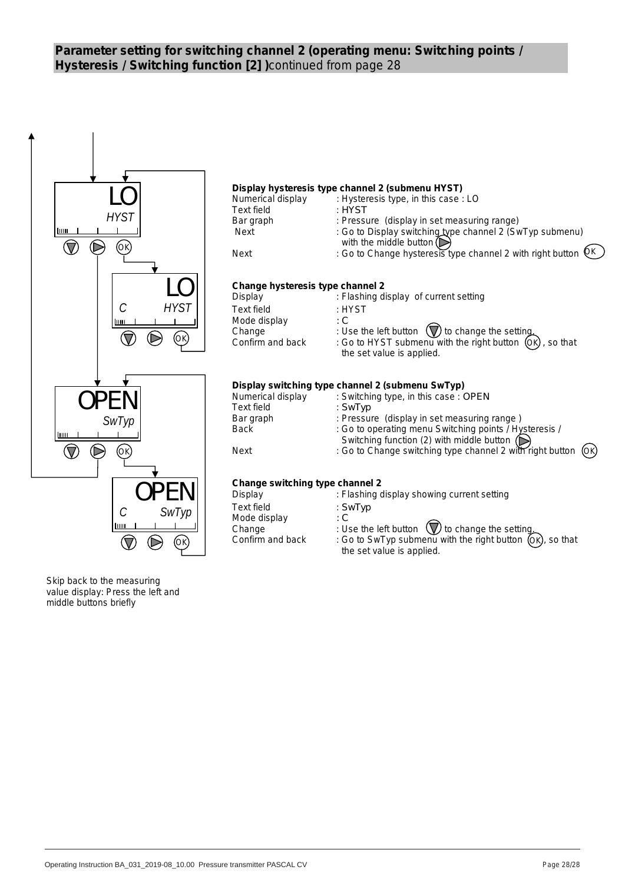## Parameter setting for switching channel 2 (operating menu: Switching points / Hysteresis / Switching function [2] ) continued from page 28

LO
HYST

LO
C HYST

OPEN
SwTyp

OPEN
C SwTyp

**Display hysteresis type channel 2 (submenu HYST)**

| | |
|---|---|
| Numerical display | : Hysteresis type, in this case : LO |
| Text field | : HYST |
| Bar graph | : Pressure (display in set measuring range) |
| Next | : Go to Display switching type channel 2 (SwTyp submenu) with the middle button |
| Next | : Go to Change hysteresis type channel 2 with right button OK |

**Change hysteresis type channel 2**

| | |
|---|---|
| Display | : Flashing display of current setting |
| Text field | : HYST |
| Mode display | : C |
| Change | : Use the left button to change the setting. |
| Confirm and back | : Go to HYST submenu with the right button OK, so that the set value is applied. |

**Display switching type channel 2 (submenu SwTyp)**

| | |
|---|---|
| Numerical display | : Switching type, in this case : OPEN |
| Text field | : SwTyp |
| Bar graph | : Pressure (display in set measuring range ) |
| Back | : Go to operating menu Switching points / Hysteresis / Switching function (2) with middle button |
| Next | : Go to Change switching type channel 2 with right button OK |

**Change switching type channel 2**

| | |
|---|---|
| Display | : Flashing display showing current setting |
| Text field | : SwTyp |
| Mode display | : C |
| Change | : Use the left button to change the setting. |
| Confirm and back | : Go to SwTyp submenu with the right button OK, so that the set value is applied. |

Skip back to the measuring value display: Press the left and middle buttons briefly